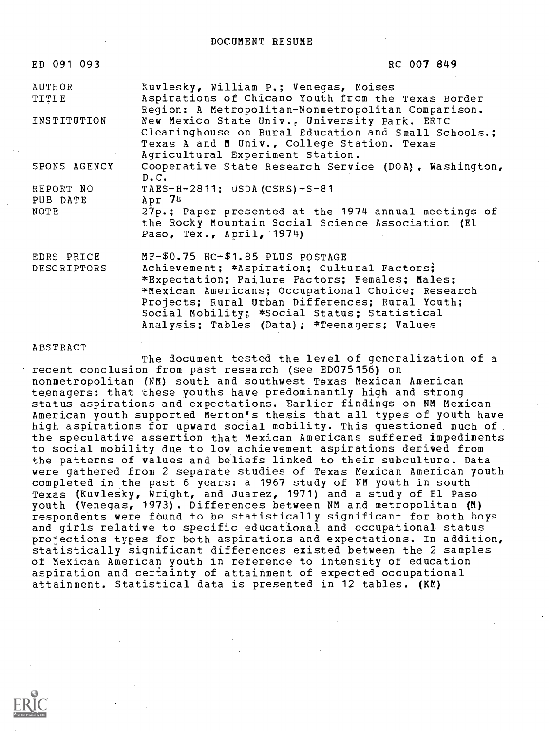# DOCUMENT RESUME

| ED 091 093 | RC 007 849 |
|---|---|
| AUTHOR | Kuvlesky, William P.; Venegas, Moises |
| TITLE | Aspirations of Chicano Youth from the Texas Border Region: A Metropolitan-Nonmetropolitan Comparison. |
| INSTITUTION | New Mexico State Univ., University Park. ERIC Clearinghouse on Rural Education and Small Schools.; Texas A and M Univ., College Station. Texas Agricultural Experiment Station. |
| SPONS AGENCY | Cooperative State Research Service (DOA), Washington, D.C. |
| REPORT NO | TAES-H-2811; USDA(CSRS)-S-81 |
| PUB DATE | Apr 74 |
| NOTE | 27p.; Paper presented at the 1974 annual meetings of the Rocky Mountain Social Science Association (El Paso, Tex., April, 1974) |
| EDRS PRICE | MF-$0.75 HC-$1.85 PLUS POSTAGE |
| DESCRIPTORS | Achievement; *Aspiration; Cultural Factors; *Expectation; Failure Factors; Females; Males; *Mexican Americans; Occupational Choice; Research Projects; Rural Urban Differences; Rural Youth; Social Mobility; *Social Status; Statistical Analysis; Tables (Data); *Teenagers; Values |

## ABSTRACT

The document tested the level of generalization of a recent conclusion from past research (see ED075156) on nonmetropolitan (NM) south and southwest Texas Mexican American teenagers: that these youths have predominantly high and strong status aspirations and expectations. Earlier findings on NM Mexican American youth supported Merton's thesis that all types of youth have high aspirations for upward social mobility. This questioned much of the speculative assertion that Mexican Americans suffered impediments to social mobility due to low achievement aspirations derived from the patterns of values and beliefs linked to their subculture. Data were gathered from 2 separate studies of Texas Mexican American youth completed in the past 6 years: a 1967 study of NM youth in south Texas (Kuvlesky, Wright, and Juarez, 1971) and a study of El Paso youth (Venegas, 1973). Differences between NM and metropolitan (M) respondents were found to be statistically significant for both boys and girls relative to specific educational and occupational status projections types for both aspirations and expectations. In addition, statistically significant differences existed between the 2 samples of Mexican American youth in reference to intensity of education aspiration and certainty of attainment of expected occupational attainment. Statistical data is presented in 12 tables. (KM)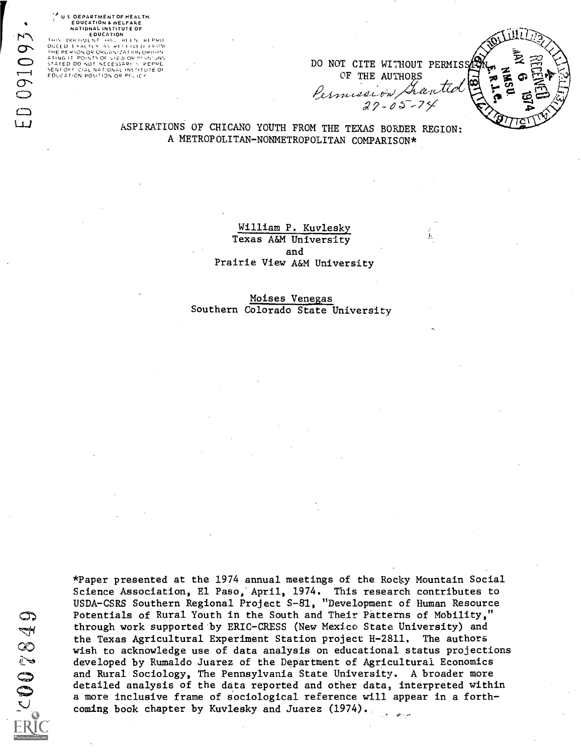U S DEPARTMENT OF HEALTH, EDUCATION & WELFARE
NATIONAL INSTITUTE OF EDUCATION
THIS DOCUMENT HAS BEEN REPRODUCED EXACTLY AS RECEIVED FROM THE PERSON OR ORGANIZATION ORIGINATING IT. POINTS OF VIEW OR OPINIONS STATED DO NOT NECESSARILY REPRESENT OFFICIAL NATIONAL INSTITUTE OF EDUCATION POSITION OR POLICY

ED 091093

DO NOT CITE WITHOUT PERMISSION OF THE AUTHORS

*Permission Granted 27-05-74*

RECEIVED MAY 6 1974 NMSU E.R.I.C.

# ASPIRATIONS OF CHICANO YOUTH FROM THE TEXAS BORDER REGION: A METROPOLITAN-NONMETROPOLITAN COMPARISON*

William P. Kuvlesky
Texas A&M University
and
Prairie View A&M University

Moises Venegas
Southern Colorado State University

*Paper presented at the 1974 annual meetings of the Rocky Mountain Social Science Association, El Paso, April, 1974. This research contributes to USDA-CSRS Southern Regional Project S-81, "Development of Human Resource Potentials of Rural Youth in the South and Their Patterns of Mobility," through work supported by ERIC-CRESS (New Mexico State University) and the Texas Agricultural Experiment Station project H-2811. The authors wish to acknowledge use of data analysis on educational status projections developed by Rumaldo Juarez of the Department of Agricultural Economics and Rural Sociology, The Pennsylvania State University. A broader more detailed analysis of the data reported and other data, interpreted within a more inclusive frame of sociological reference will appear in a forthcoming book chapter by Kuvlesky and Juarez (1974).

RC 007849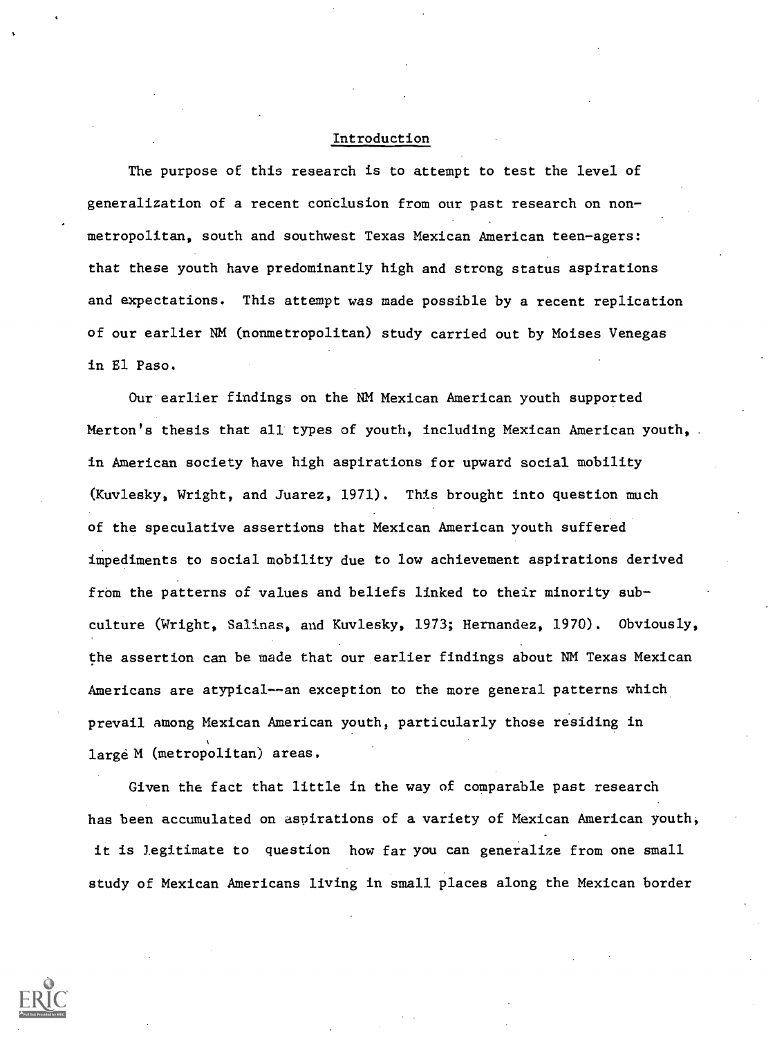## Introduction

The purpose of this research is to attempt to test the level of generalization of a recent conclusion from our past research on nonmetropolitan, south and southwest Texas Mexican American teen-agers: that these youth have predominantly high and strong status aspirations and expectations. This attempt was made possible by a recent replication of our earlier NM (nonmetropolitan) study carried out by Moises Venegas in El Paso.

Our earlier findings on the NM Mexican American youth supported Merton's thesis that all types of youth, including Mexican American youth, in American society have high aspirations for upward social mobility (Kuvlesky, Wright, and Juarez, 1971). This brought into question much of the speculative assertions that Mexican American youth suffered impediments to social mobility due to low achievement aspirations derived from the patterns of values and beliefs linked to their minority subculture (Wright, Salinas, and Kuvlesky, 1973; Hernandez, 1970). Obviously, the assertion can be made that our earlier findings about NM Texas Mexican Americans are atypical--an exception to the more general patterns which prevail among Mexican American youth, particularly those residing in large M (metropolitan) areas.

Given the fact that little in the way of comparable past research has been accumulated on aspirations of a variety of Mexican American youth, it is legitimate to question how far you can generalize from one small study of Mexican Americans living in small places along the Mexican border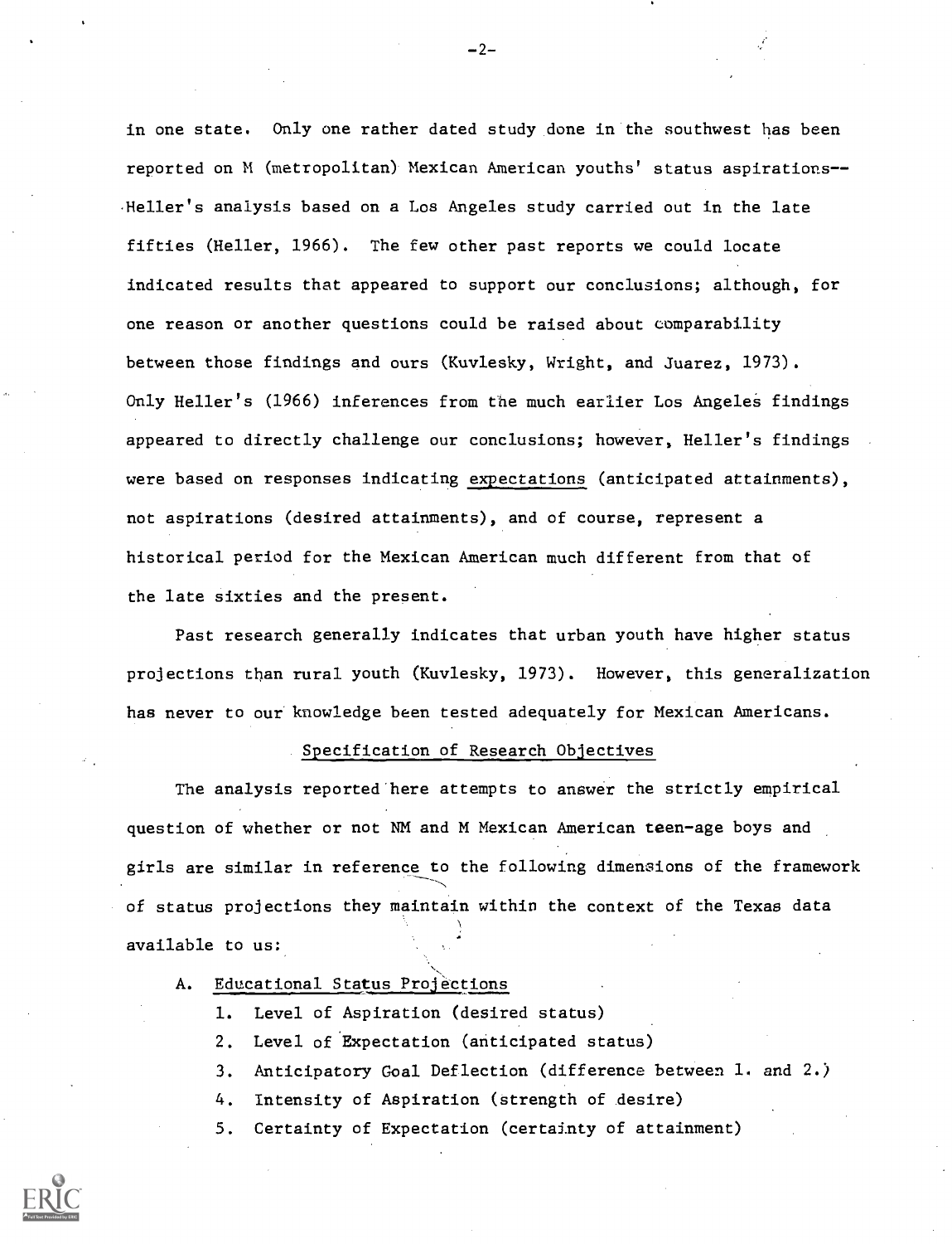in one state. Only one rather dated study done in the southwest has been reported on M (metropolitan) Mexican American youths' status aspirations--Heller's analysis based on a Los Angeles study carried out in the late fifties (Heller, 1966). The few other past reports we could locate indicated results that appeared to support our conclusions; although, for one reason or another questions could be raised about comparability between those findings and ours (Kuvlesky, Wright, and Juarez, 1973). Only Heller's (1966) inferences from the much earlier Los Angeles findings appeared to directly challenge our conclusions; however, Heller's findings were based on responses indicating expectations (anticipated attainments), not aspirations (desired attainments), and of course, represent a historical period for the Mexican American much different from that of the late sixties and the present.

Past research generally indicates that urban youth have higher status projections than rural youth (Kuvlesky, 1973). However, this generalization has never to our knowledge been tested adequately for Mexican Americans.

## Specification of Research Objectives

The analysis reported here attempts to answer the strictly empirical question of whether or not NM and M Mexican American teen-age boys and girls are similar in reference to the following dimensions of the framework of status projections they maintain within the context of the Texas data available to us:

A. Educational Status Projections

1. Level of Aspiration (desired status)
2. Level of Expectation (anticipated status)
3. Anticipatory Goal Deflection (difference between 1. and 2.)
4. Intensity of Aspiration (strength of desire)
5. Certainty of Expectation (certainty of attainment)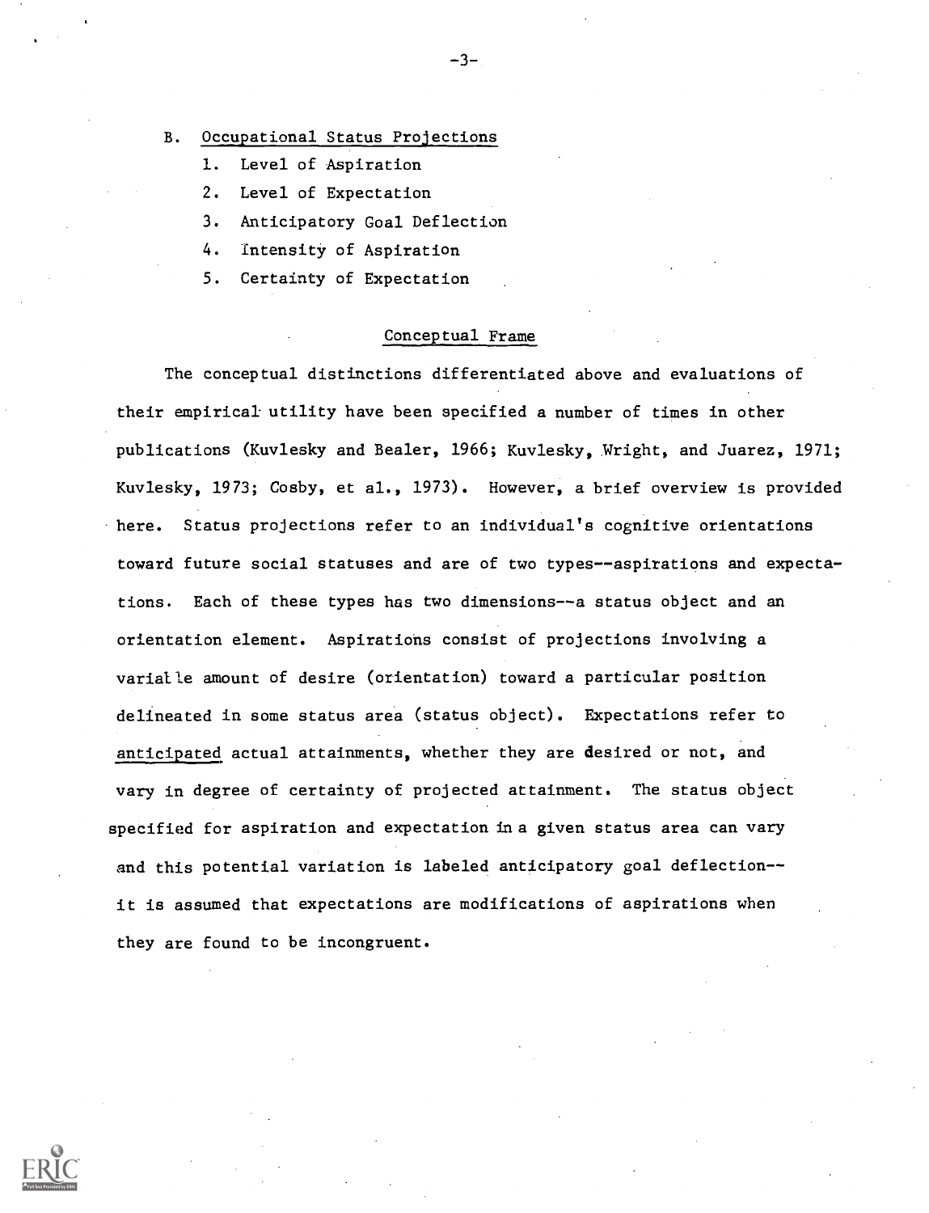B. Occupational Status Projections
   1. Level of Aspiration
   2. Level of Expectation
   3. Anticipatory Goal Deflection
   4. Intensity of Aspiration
   5. Certainty of Expectation

## Conceptual Frame

The conceptual distinctions differentiated above and evaluations of their empirical utility have been specified a number of times in other publications (Kuvlesky and Bealer, 1966; Kuvlesky, Wright, and Juarez, 1971; Kuvlesky, 1973; Cosby, et al., 1973). However, a brief overview is provided here. Status projections refer to an individual's cognitive orientations toward future social statuses and are of two types--aspirations and expectations. Each of these types has two dimensions--a status object and an orientation element. Aspirations consist of projections involving a variable amount of desire (orientation) toward a particular position delineated in some status area (status object). Expectations refer to anticipated actual attainments, whether they are desired or not, and vary in degree of certainty of projected attainment. The status object specified for aspiration and expectation in a given status area can vary and this potential variation is labeled anticipatory goal deflection--it is assumed that expectations are modifications of aspirations when they are found to be incongruent.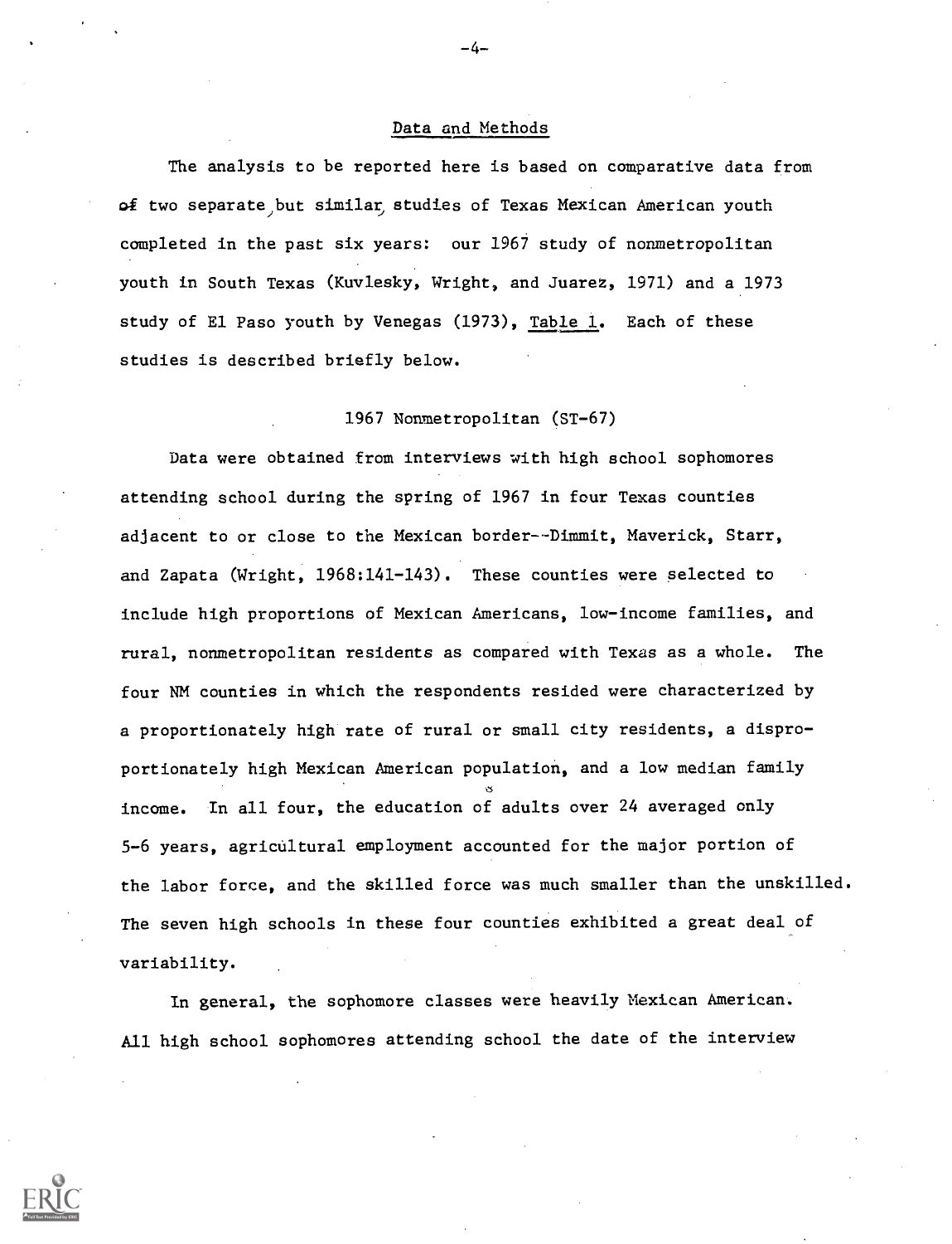## Data and Methods

The analysis to be reported here is based on comparative data from of two separate but similar studies of Texas Mexican American youth completed in the past six years: our 1967 study of nonmetropolitan youth in South Texas (Kuvlesky, Wright, and Juarez, 1971) and a 1973 study of El Paso youth by Venegas (1973), Table 1. Each of these studies is described briefly below.

### 1967 Nonmetropolitan (ST-67)

Data were obtained from interviews with high school sophomores attending school during the spring of 1967 in four Texas counties adjacent to or close to the Mexican border--Dimmit, Maverick, Starr, and Zapata (Wright, 1968:141-143). These counties were selected to include high proportions of Mexican Americans, low-income families, and rural, nonmetropolitan residents as compared with Texas as a whole. The four NM counties in which the respondents resided were characterized by a proportionately high rate of rural or small city residents, a disproportionately high Mexican American population, and a low median family income. In all four, the education of adults over 24 averaged only 5-6 years, agricultural employment accounted for the major portion of the labor force, and the skilled force was much smaller than the unskilled. The seven high schools in these four counties exhibited a great deal of variability.

In general, the sophomore classes were heavily Mexican American. All high school sophomores attending school the date of the interview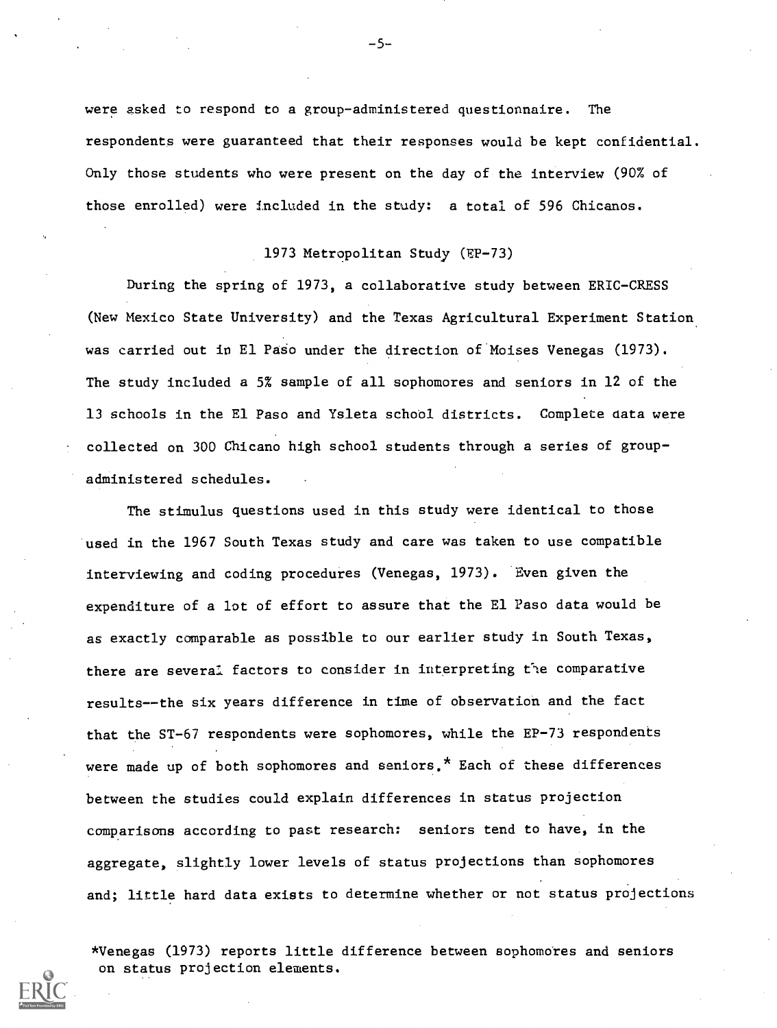were asked to respond to a group-administered questionnaire. The respondents were guaranteed that their responses would be kept confidential. Only those students who were present on the day of the interview (90% of those enrolled) were included in the study: a total of 596 Chicanos.

### 1973 Metropolitan Study (EP-73)

During the spring of 1973, a collaborative study between ERIC-CRESS (New Mexico State University) and the Texas Agricultural Experiment Station was carried out in El Paso under the direction of Moises Venegas (1973). The study included a 5% sample of all sophomores and seniors in 12 of the 13 schools in the El Paso and Ysleta school districts. Complete data were collected on 300 Chicano high school students through a series of group-administered schedules.

The stimulus questions used in this study were identical to those used in the 1967 South Texas study and care was taken to use compatible interviewing and coding procedures (Venegas, 1973). Even given the expenditure of a lot of effort to assure that the El Paso data would be as exactly comparable as possible to our earlier study in South Texas, there are several factors to consider in interpreting the comparative results--the six years difference in time of observation and the fact that the ST-67 respondents were sophomores, while the EP-73 respondents were made up of both sophomores and seniors.* Each of these differences between the studies could explain differences in status projection comparisons according to past research: seniors tend to have, in the aggregate, slightly lower levels of status projections than sophomores and; little hard data exists to determine whether or not status projections

*Venegas (1973) reports little difference between sophomores and seniors on status projection elements.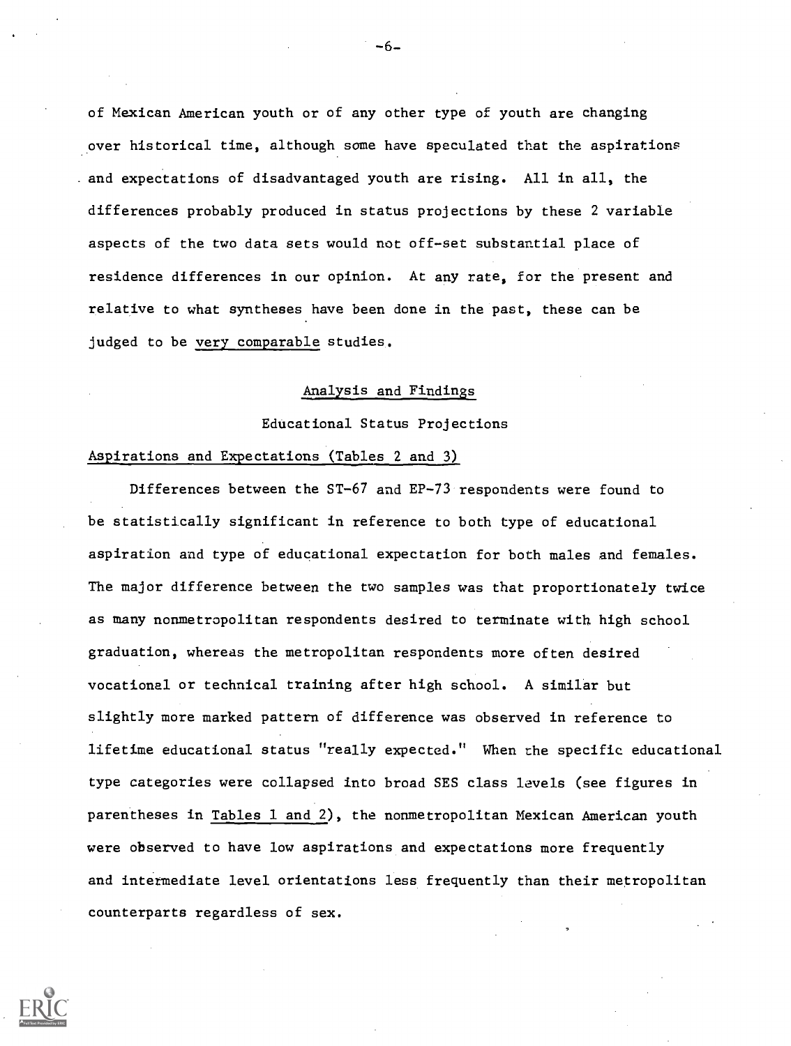of Mexican American youth or of any other type of youth are changing over historical time, although some have speculated that the aspirations and expectations of disadvantaged youth are rising. All in all, the differences probably produced in status projections by these 2 variable aspects of the two data sets would not off-set substantial place of residence differences in our opinion. At any rate, for the present and relative to what syntheses have been done in the past, these can be judged to be very comparable studies.

## Analysis and Findings

### Educational Status Projections

#### Aspirations and Expectations (Tables 2 and 3)

Differences between the ST-67 and EP-73 respondents were found to be statistically significant in reference to both type of educational aspiration and type of educational expectation for both males and females. The major difference between the two samples was that proportionately twice as many nonmetropolitan respondents desired to terminate with high school graduation, whereas the metropolitan respondents more often desired vocational or technical training after high school. A similar but slightly more marked pattern of difference was observed in reference to lifetime educational status "really expected." When the specific educational type categories were collapsed into broad SES class levels (see figures in parentheses in Tables 1 and 2), the nonmetropolitan Mexican American youth were observed to have low aspirations and expectations more frequently and intermediate level orientations less frequently than their metropolitan counterparts regardless of sex.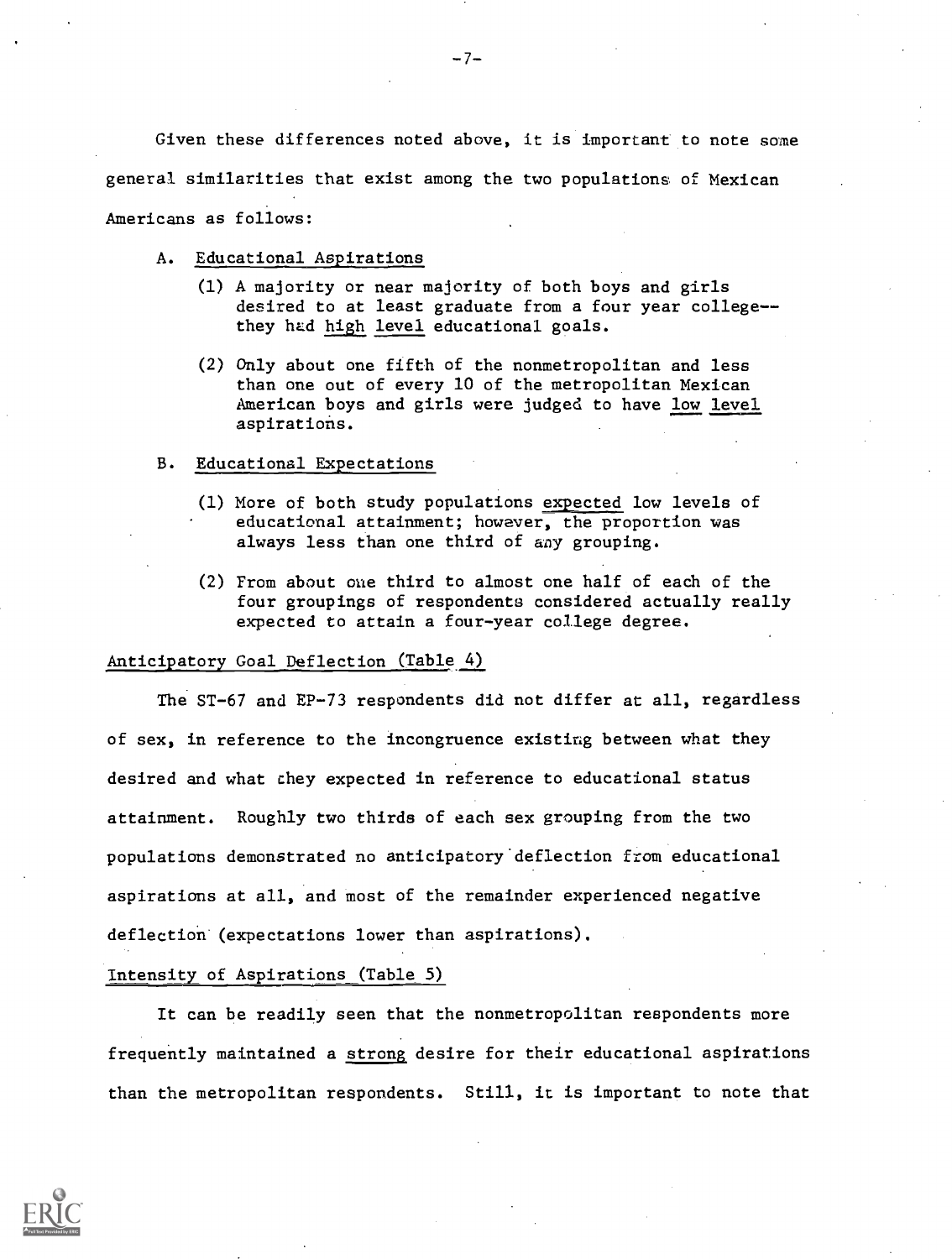Given these differences noted above, it is important to note some general similarities that exist among the two populations of Mexican Americans as follows:

A. Educational Aspirations

(1) A majority or near majority of both boys and girls desired to at least graduate from a four year college--they had high level educational goals.

(2) Only about one fifth of the nonmetropolitan and less than one out of every 10 of the metropolitan Mexican American boys and girls were judged to have low level aspirations.

B. Educational Expectations

(1) More of both study populations expected low levels of educational attainment; however, the proportion was always less than one third of any grouping.

(2) From about one third to almost one half of each of the four groupings of respondents considered actually really expected to attain a four-year college degree.

Anticipatory Goal Deflection (Table 4)

The ST-67 and EP-73 respondents did not differ at all, regardless of sex, in reference to the incongruence existing between what they desired and what they expected in reference to educational status attainment. Roughly two thirds of each sex grouping from the two populations demonstrated no anticipatory deflection from educational aspirations at all, and most of the remainder experienced negative deflection (expectations lower than aspirations).

Intensity of Aspirations (Table 5)

It can be readily seen that the nonmetropolitan respondents more frequently maintained a strong desire for their educational aspirations than the metropolitan respondents. Still, it is important to note that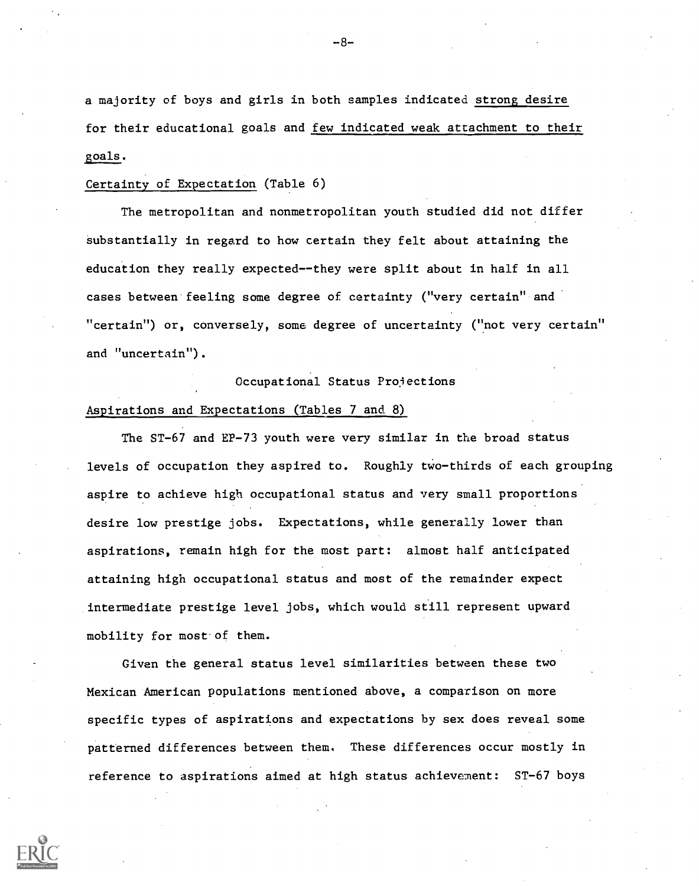a majority of boys and girls in both samples indicated strong desire for their educational goals and few indicated weak attachment to their goals.

Certainty of Expectation (Table 6)

The metropolitan and nonmetropolitan youth studied did not differ substantially in regard to how certain they felt about attaining the education they really expected--they were split about in half in all cases between feeling some degree of certainty ("very certain" and "certain") or, conversely, some degree of uncertainty ("not very certain" and "uncertain").

## Occupational Status Projections

Aspirations and Expectations (Tables 7 and 8)

The ST-67 and EP-73 youth were very similar in the broad status levels of occupation they aspired to. Roughly two-thirds of each grouping aspire to achieve high occupational status and very small proportions desire low prestige jobs. Expectations, while generally lower than aspirations, remain high for the most part: almost half anticipated attaining high occupational status and most of the remainder expect intermediate prestige level jobs, which would still represent upward mobility for most of them.

Given the general status level similarities between these two Mexican American populations mentioned above, a comparison on more specific types of aspirations and expectations by sex does reveal some patterned differences between them. These differences occur mostly in reference to aspirations aimed at high status achievement: ST-67 boys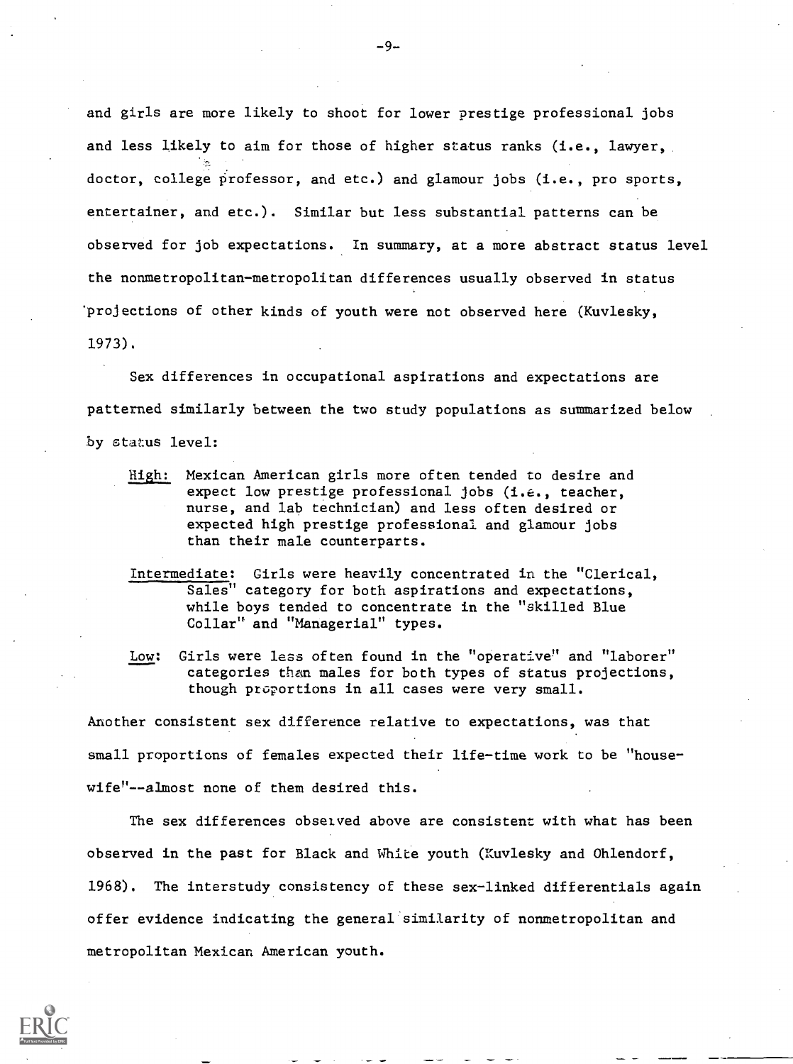and girls are more likely to shoot for lower prestige professional jobs and less likely to aim for those of higher status ranks (i.e., lawyer, doctor, college professor, and etc.) and glamour jobs (i.e., pro sports, entertainer, and etc.). Similar but less substantial patterns can be observed for job expectations. In summary, at a more abstract status level the nonmetropolitan-metropolitan differences usually observed in status projections of other kinds of youth were not observed here (Kuvlesky, 1973).

Sex differences in occupational aspirations and expectations are patterned similarly between the two study populations as summarized below by status level:

<u>High:</u> Mexican American girls more often tended to desire and expect low prestige professional jobs (i.e., teacher, nurse, and lab technician) and less often desired or expected high prestige professional and glamour jobs than their male counterparts.

<u>Intermediate:</u> Girls were heavily concentrated in the "Clerical, Sales" category for both aspirations and expectations, while boys tended to concentrate in the "skilled Blue Collar" and "Managerial" types.

<u>Low:</u> Girls were less often found in the "operative" and "laborer" categories than males for both types of status projections, though proportions in all cases were very small.

Another consistent sex difference relative to expectations, was that small proportions of females expected their life-time work to be "housewife"--almost none of them desired this.

The sex differences observed above are consistent with what has been observed in the past for Black and White youth (Kuvlesky and Ohlendorf, 1968). The interstudy consistency of these sex-linked differentials again offer evidence indicating the general similarity of nonmetropolitan and metropolitan Mexican American youth.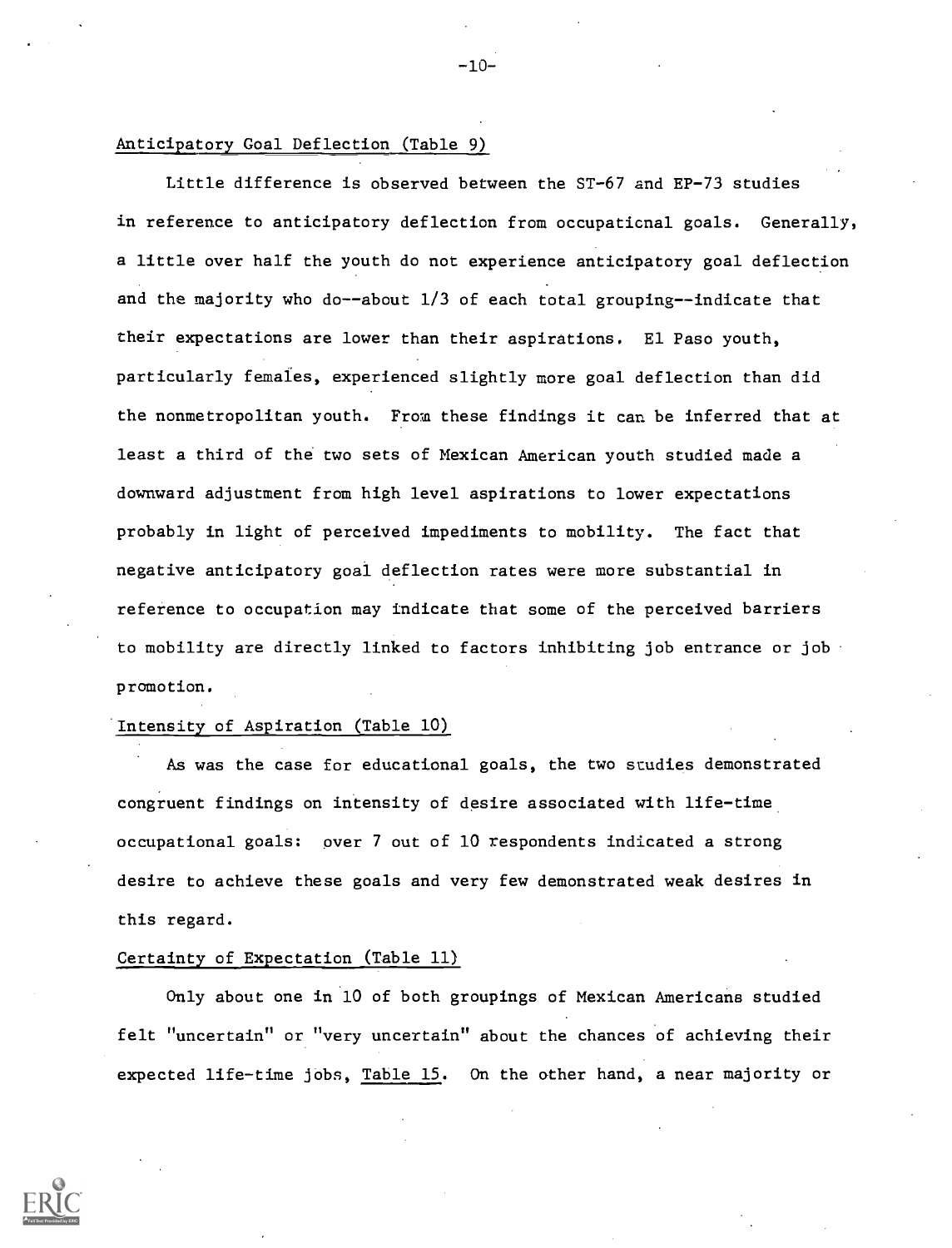Anticipatory Goal Deflection (Table 9)

Little difference is observed between the ST-67 and EP-73 studies in reference to anticipatory deflection from occupational goals. Generally, a little over half the youth do not experience anticipatory goal deflection and the majority who do--about 1/3 of each total grouping--indicate that their expectations are lower than their aspirations. El Paso youth, particularly females, experienced slightly more goal deflection than did the nonmetropolitan youth. From these findings it can be inferred that at least a third of the two sets of Mexican American youth studied made a downward adjustment from high level aspirations to lower expectations probably in light of perceived impediments to mobility. The fact that negative anticipatory goal deflection rates were more substantial in reference to occupation may indicate that some of the perceived barriers to mobility are directly linked to factors inhibiting job entrance or job promotion.

Intensity of Aspiration (Table 10)

As was the case for educational goals, the two studies demonstrated congruent findings on intensity of desire associated with life-time occupational goals: over 7 out of 10 respondents indicated a strong desire to achieve these goals and very few demonstrated weak desires in this regard.

Certainty of Expectation (Table 11)

Only about one in 10 of both groupings of Mexican Americans studied felt "uncertain" or "very uncertain" about the chances of achieving their expected life-time jobs, Table 15. On the other hand, a near majority or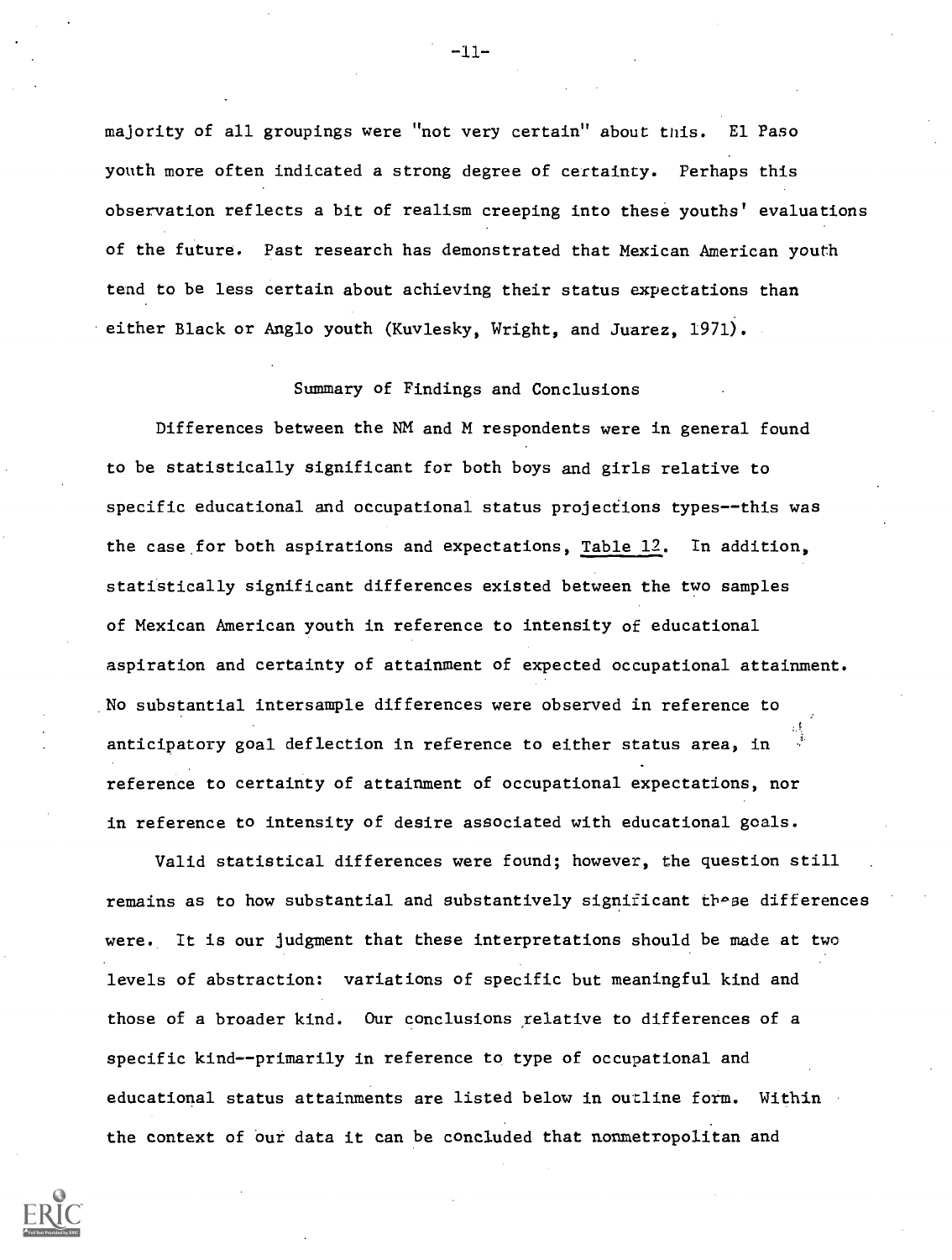majority of all groupings were "not very certain" about this. El Paso youth more often indicated a strong degree of certainty. Perhaps this observation reflects a bit of realism creeping into these youths' evaluations of the future. Past research has demonstrated that Mexican American youth tend to be less certain about achieving their status expectations than either Black or Anglo youth (Kuvlesky, Wright, and Juarez, 1971).

## Summary of Findings and Conclusions

Differences between the NM and M respondents were in general found to be statistically significant for both boys and girls relative to specific educational and occupational status projections types--this was the case for both aspirations and expectations, Table 12. In addition, statistically significant differences existed between the two samples of Mexican American youth in reference to intensity of educational aspiration and certainty of attainment of expected occupational attainment. No substantial intersample differences were observed in reference to anticipatory goal deflection in reference to either status area, in reference to certainty of attainment of occupational expectations, nor in reference to intensity of desire associated with educational goals.

Valid statistical differences were found; however, the question still remains as to how substantial and substantively significant these differences were. It is our judgment that these interpretations should be made at two levels of abstraction: variations of specific but meaningful kind and those of a broader kind. Our conclusions relative to differences of a specific kind--primarily in reference to type of occupational and educational status attainments are listed below in outline form. Within the context of our data it can be concluded that nonmetropolitan and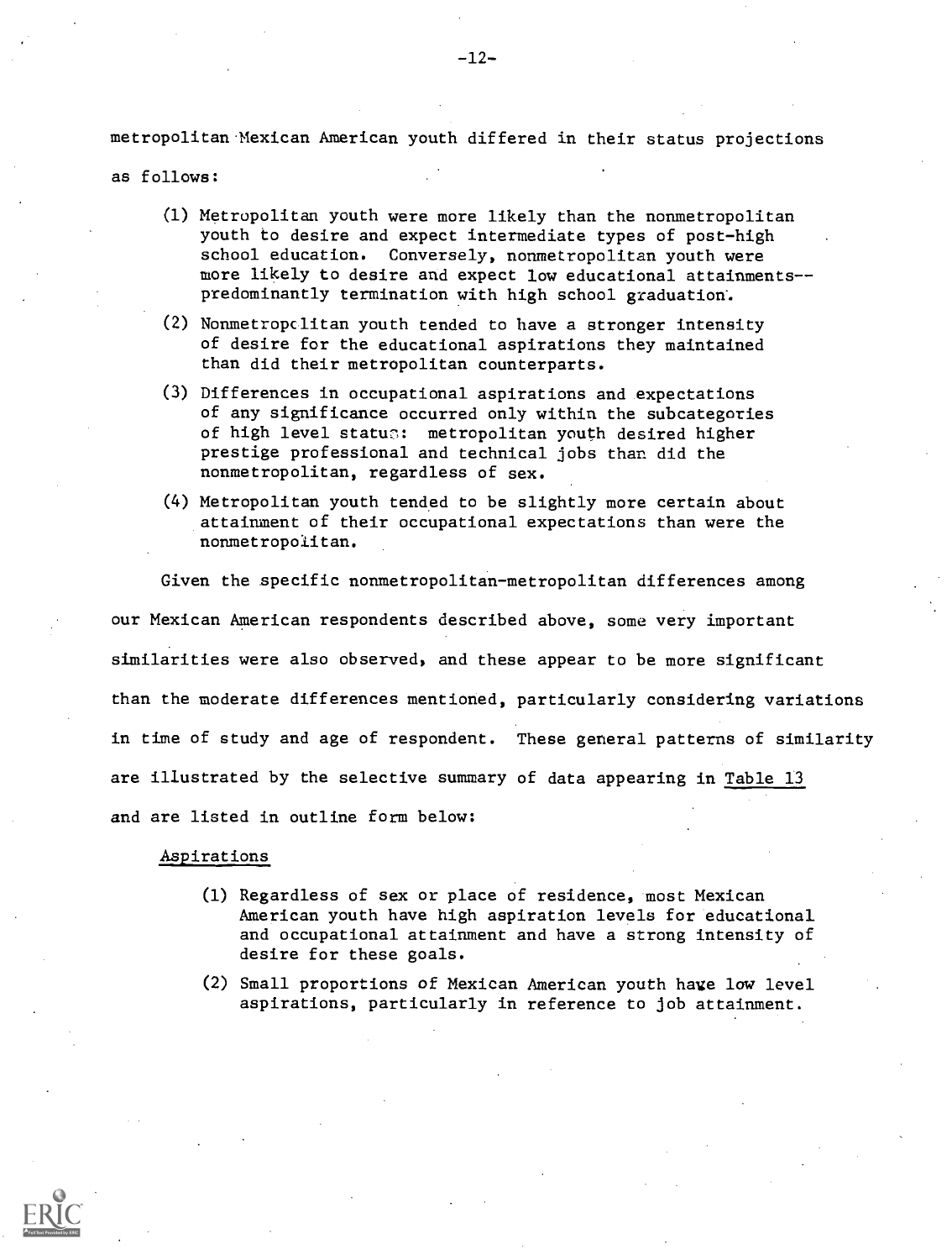metropolitan Mexican American youth differed in their status projections as follows:

(1) Metropolitan youth were more likely than the nonmetropolitan youth to desire and expect intermediate types of post-high school education. Conversely, nonmetropolitan youth were more likely to desire and expect low educational attainments--predominantly termination with high school graduation.

(2) Nonmetropolitan youth tended to have a stronger intensity of desire for the educational aspirations they maintained than did their metropolitan counterparts.

(3) Differences in occupational aspirations and expectations of any significance occurred only within the subcategories of high level status: metropolitan youth desired higher prestige professional and technical jobs than did the nonmetropolitan, regardless of sex.

(4) Metropolitan youth tended to be slightly more certain about attainment of their occupational expectations than were the nonmetropolitan.

Given the specific nonmetropolitan-metropolitan differences among our Mexican American respondents described above, some very important similarities were also observed, and these appear to be more significant than the moderate differences mentioned, particularly considering variations in time of study and age of respondent. These general patterns of similarity are illustrated by the selective summary of data appearing in Table 13 and are listed in outline form below:

Aspirations

(1) Regardless of sex or place of residence, most Mexican American youth have high aspiration levels for educational and occupational attainment and have a strong intensity of desire for these goals.

(2) Small proportions of Mexican American youth have low level aspirations, particularly in reference to job attainment.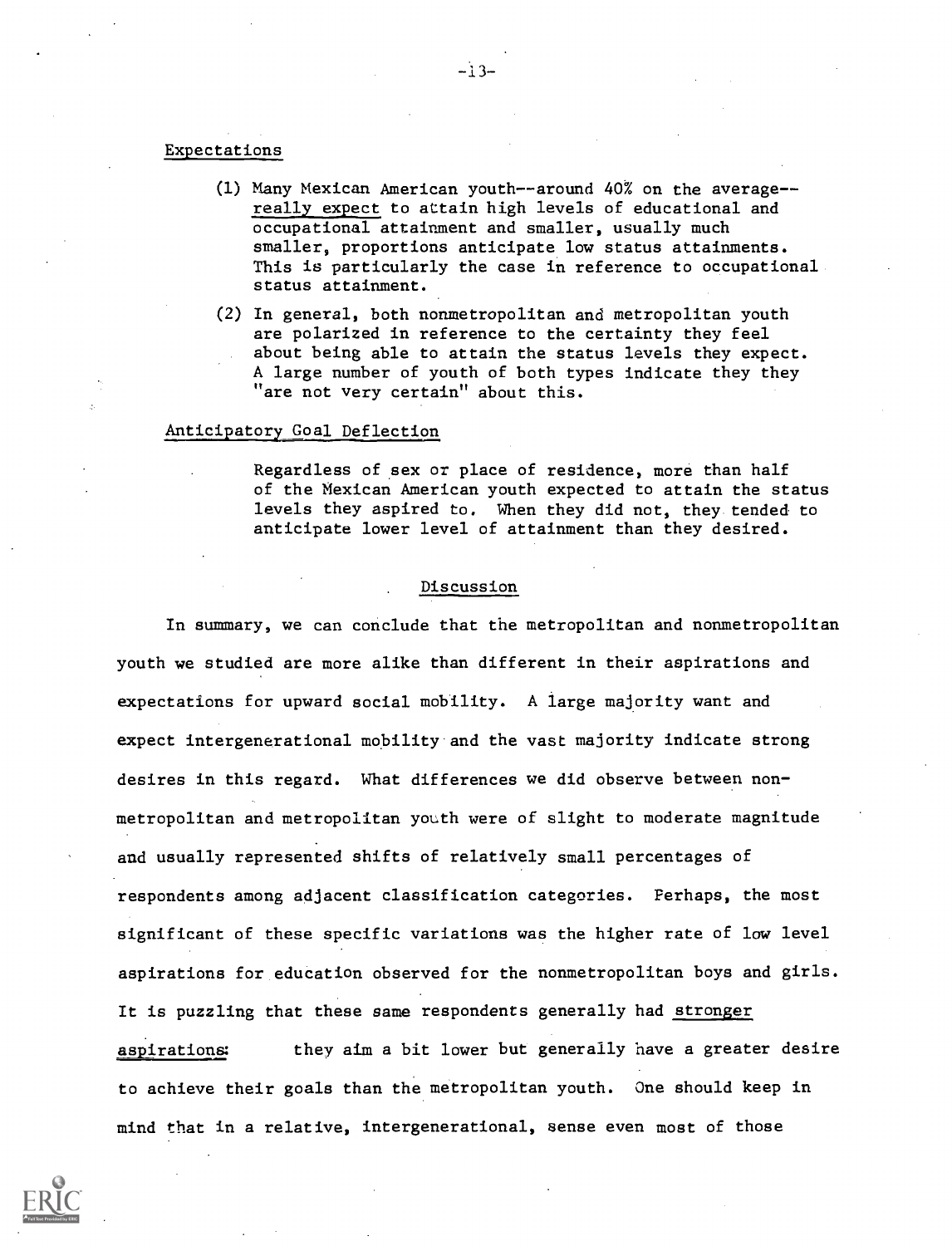### Expectations

(1) Many Mexican American youth--around 40% on the average--really expect to attain high levels of educational and occupational attainment and smaller, usually much smaller, proportions anticipate low status attainments. This is particularly the case in reference to occupational status attainment.

(2) In general, both nonmetropolitan and metropolitan youth are polarized in reference to the certainty they feel about being able to attain the status levels they expect. A large number of youth of both types indicate they they "are not very certain" about this.

### Anticipatory Goal Deflection

Regardless of sex or place of residence, more than half of the Mexican American youth expected to attain the status levels they aspired to. When they did not, they tended to anticipate lower level of attainment than they desired.

## Discussion

In summary, we can conclude that the metropolitan and nonmetropolitan youth we studied are more alike than different in their aspirations and expectations for upward social mobility. A large majority want and expect intergenerational mobility and the vast majority indicate strong desires in this regard. What differences we did observe between nonmetropolitan and metropolitan youth were of slight to moderate magnitude and usually represented shifts of relatively small percentages of respondents among adjacent classification categories. Perhaps, the most significant of these specific variations was the higher rate of low level aspirations for education observed for the nonmetropolitan boys and girls. It is puzzling that these same respondents generally had stronger aspirations: they aim a bit lower but generally have a greater desire to achieve their goals than the metropolitan youth. One should keep in mind that in a relative, intergenerational, sense even most of those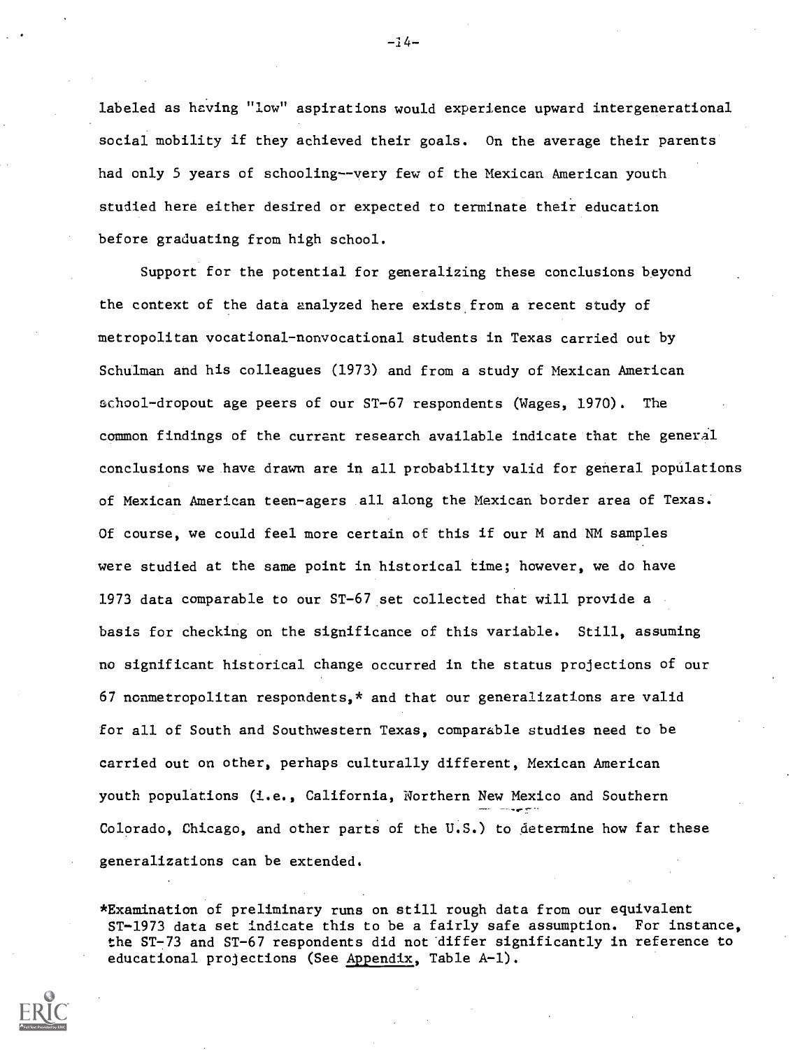labeled as having "low" aspirations would experience upward intergenerational social mobility if they achieved their goals. On the average their parents had only 5 years of schooling--very few of the Mexican American youth studied here either desired or expected to terminate their education before graduating from high school.

Support for the potential for generalizing these conclusions beyond the context of the data analyzed here exists from a recent study of metropolitan vocational-nonvocational students in Texas carried out by Schulman and his colleagues (1973) and from a study of Mexican American school-dropout age peers of our ST-67 respondents (Wages, 1970). The common findings of the current research available indicate that the general conclusions we have drawn are in all probability valid for general populations of Mexican American teen-agers all along the Mexican border area of Texas. Of course, we could feel more certain of this if our M and NM samples were studied at the same point in historical time; however, we do have 1973 data comparable to our ST-67 set collected that will provide a basis for checking on the significance of this variable. Still, assuming no significant historical change occurred in the status projections of our 67 nonmetropolitan respondents,* and that our generalizations are valid for all of South and Southwestern Texas, comparable studies need to be carried out on other, perhaps culturally different, Mexican American youth populations (i.e., California, Northern New Mexico and Southern Colorado, Chicago, and other parts of the U.S.) to determine how far these generalizations can be extended.

*Examination of preliminary runs on still rough data from our equivalent ST-1973 data set indicate this to be a fairly safe assumption. For instance, the ST-73 and ST-67 respondents did not differ significantly in reference to educational projections (See Appendix, Table A-1).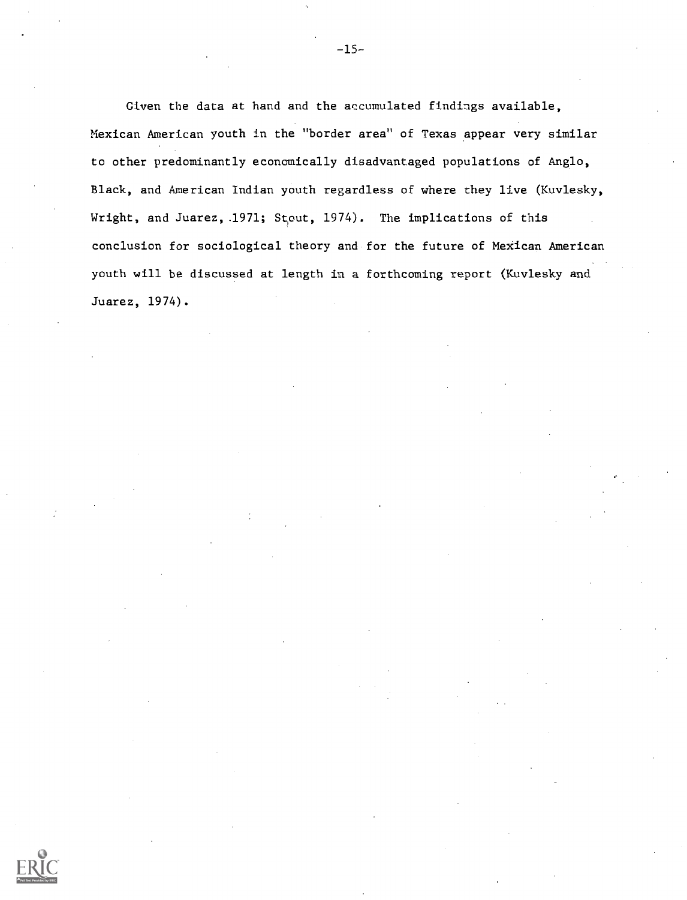Given the data at hand and the accumulated findings available, Mexican American youth in the "border area" of Texas appear very similar to other predominantly economically disadvantaged populations of Anglo, Black, and American Indian youth regardless of where they live (Kuvlesky, Wright, and Juarez, 1971; Stout, 1974). The implications of this conclusion for sociological theory and for the future of Mexican American youth will be discussed at length in a forthcoming report (Kuvlesky and Juarez, 1974).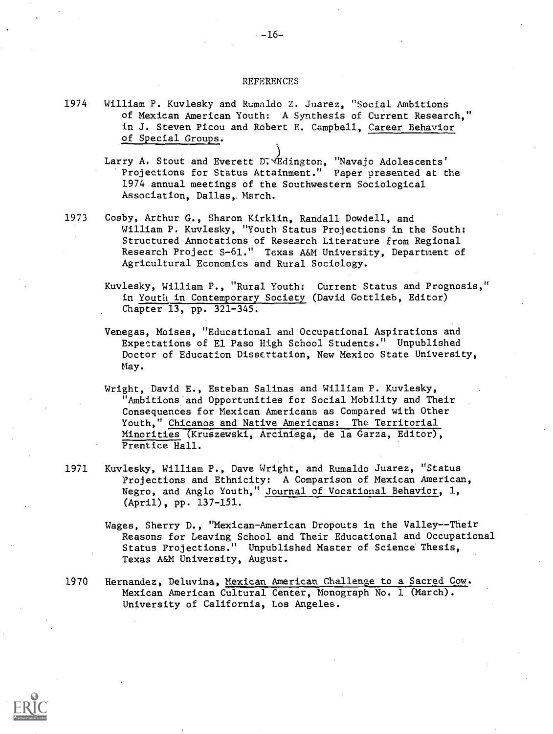# REFERENCES

1974 William P. Kuvlesky and Rumaldo Z. Juarez, "Social Ambitions of Mexican American Youth: A Synthesis of Current Research," in J. Steven Picou and Robert E. Campbell, Career Behavior of Special Groups.

Larry A. Stout and Everett D. Edington, "Navajo Adolescents' Projections for Status Attainment." Paper presented at the 1974 annual meetings of the Southwestern Sociological Association, Dallas, March.

1973 Cosby, Arthur G., Sharon Kirklin, Randall Dowdell, and William P. Kuvlesky, "Youth Status Projections in the South: Structured Annotations of Research Literature from Regional Research Project S-61." Texas A&M University, Department of Agricultural Economics and Rural Sociology.

Kuvlesky, William P., "Rural Youth: Current Status and Prognosis," in Youth in Contemporary Society (David Gottlieb, Editor) Chapter 13, pp. 321-345.

Venegas, Moises, "Educational and Occupational Aspirations and Expectations of El Paso High School Students." Unpublished Doctor of Education Dissertation, New Mexico State University, May.

Wright, David E., Esteban Salinas and William P. Kuvlesky, "Ambitions and Opportunities for Social Mobility and Their Consequences for Mexican Americans as Compared with Other Youth," Chicanos and Native Americans: The Territorial Minorities (Kruszewski, Arciniega, de la Garza, Editor), Prentice Hall.

1971 Kuvlesky, William P., Dave Wright, and Rumaldo Juarez, "Status Projections and Ethnicity: A Comparison of Mexican American, Negro, and Anglo Youth," Journal of Vocational Behavior, 1, (April), pp. 137-151.

Wages, Sherry D., "Mexican-American Dropouts in the Valley--Their Reasons for Leaving School and Their Educational and Occupational Status Projections." Unpublished Master of Science Thesis, Texas A&M University, August.

1970 Hernandez, Deluvina, Mexican American Challenge to a Sacred Cow. Mexican American Cultural Center, Monograph No. 1 (March). University of California, Los Angeles.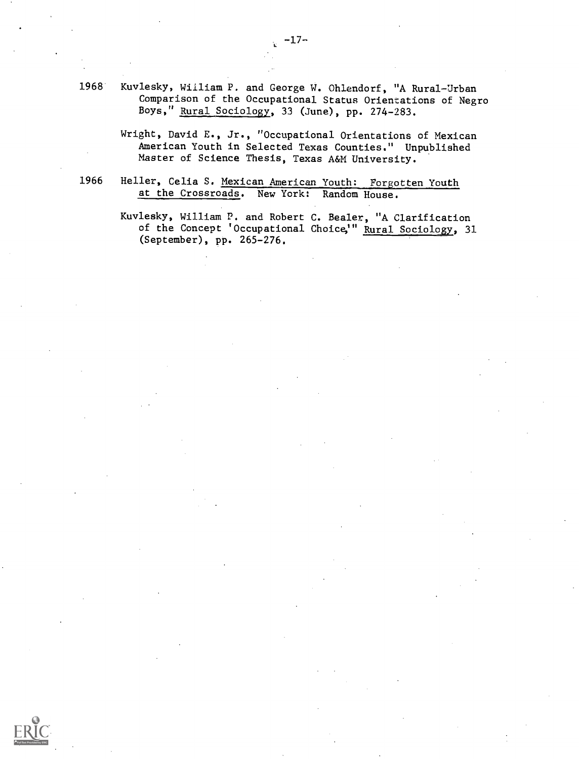1968 Kuvlesky, William P. and George W. Ohlendorf, "A Rural-Urban Comparison of the Occupational Status Orientations of Negro Boys," Rural Sociology, 33 (June), pp. 274-283.

Wright, David E., Jr., "Occupational Orientations of Mexican American Youth in Selected Texas Counties." Unpublished Master of Science Thesis, Texas A&M University.

1966 Heller, Celia S. Mexican American Youth: Forgotten Youth at the Crossroads. New York: Random House.

Kuvlesky, William P. and Robert C. Bealer, "A Clarification of the Concept 'Occupational Choice,'" Rural Sociology, 31 (September), pp. 265-276.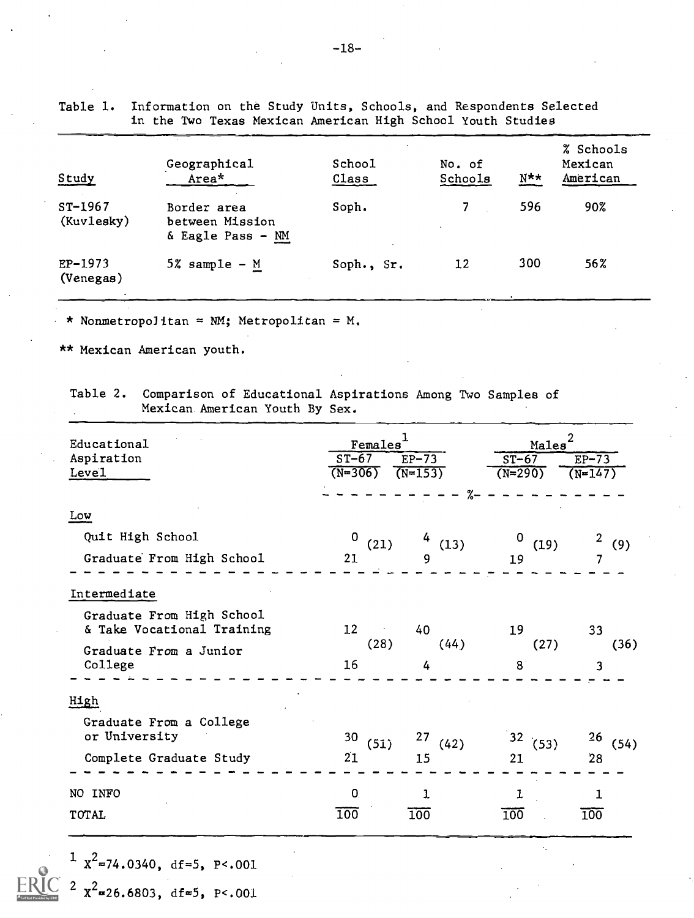Table 1. Information on the Study Units, Schools, and Respondents Selected in the Two Texas Mexican American High School Youth Studies

| Study | Geographical Area* | School Class | No. of Schools | N** | % Schools Mexican American |
|---|---|---|---|---|---|
| ST-1967 (Kuvlesky) | Border area between Mission & Eagle Pass - NM | Soph. | 7 | 596 | 90% |
| EP-1973 (Venegas) | 5% sample - M | Soph., Sr. | 12 | 300 | 56% |

\* Nonmetropolitan = NM; Metropolitan = M.

\*\* Mexican American youth.

Table 2. Comparison of Educational Aspirations Among Two Samples of Mexican American Youth By Sex.

| Educational Aspiration Level | Females[1] ST-67 (N=306) | | Females[1] EP-73 (N=153) | | Males[2] ST-67 (N=290) | | Males[2] EP-73 (N=147) | |
|---|---|---|---|---|---|---|---|---|
| | % | | | | | | | |
| **Low** | | | | | | | | |
| Quit High School | 0 | (21) | 4 | (13) | 0 | (19) | 2 | (9) |
| Graduate From High School | 21 | | 9 | | 19 | | 7 | |
| **Intermediate** | | | | | | | | |
| Graduate From High School & Take Vocational Training | 12 | (28) | 40 | (44) | 19 | (27) | 33 | (36) |
| Graduate From a Junior College | 16 | | 4 | | 8 | | 3 | |
| **High** | | | | | | | | |
| Graduate From a College or University | 30 | (51) | 27 | (42) | 32 | (53) | 26 | (54) |
| Complete Graduate Study | 21 | | 15 | | 21 | | 28 | |
| NO INFO | 0 | | 1 | | 1 | | 1 | |
| TOTAL | 100 | | 100 | | 100 | | 100 | |

[1] $X^2=74.0340$, df=5, $P<.001$

[2] $X^2=26.6803$, df=5, $P<.001$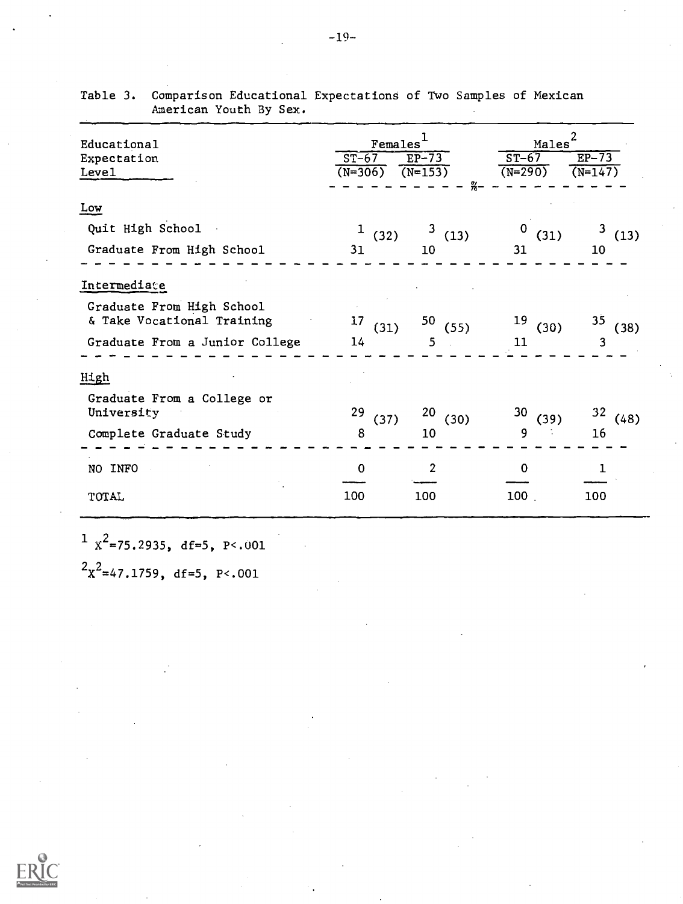Table 3. Comparison Educational Expectations of Two Samples of Mexican American Youth By Sex.

| Educational Expectation Level | Females[1] | | | | Males[2] | | | |
|---|---|---|---|---|---|---|---|---|
| | ST-67 (N=306) | | EP-73 (N=153) | | ST-67 (N=290) | | EP-73 (N=147) | |
| | % | | | | | | | |
| **Low** | | | | | | | | |
| Quit High School | 1 | (32) | 3 | (13) | 0 | (31) | 3 | (13) |
| Graduate From High School | 31 | | 10 | | 31 | | 10 | |
| **Intermediate** | | | | | | | | |
| Graduate From High School & Take Vocational Training | 17 | (31) | 50 | (55) | 19 | (30) | 35 | (38) |
| Graduate From a Junior College | 14 | | 5 | | 11 | | 3 | |
| **High** | | | | | | | | |
| Graduate From a College or University | 29 | (37) | 20 | (30) | 30 | (39) | 32 | (48) |
| Complete Graduate Study | 8 | | 10 | | 9 | | 16 | |
| NO INFO | 0 | | 2 | | 0 | | 1 | |
| TOTAL | 100 | | 100 | | 100 | | 100 | |

[1] $X^2$=75.2935, df=5, P<.001

[2] $X^2$=47.1759, df=5, P<.001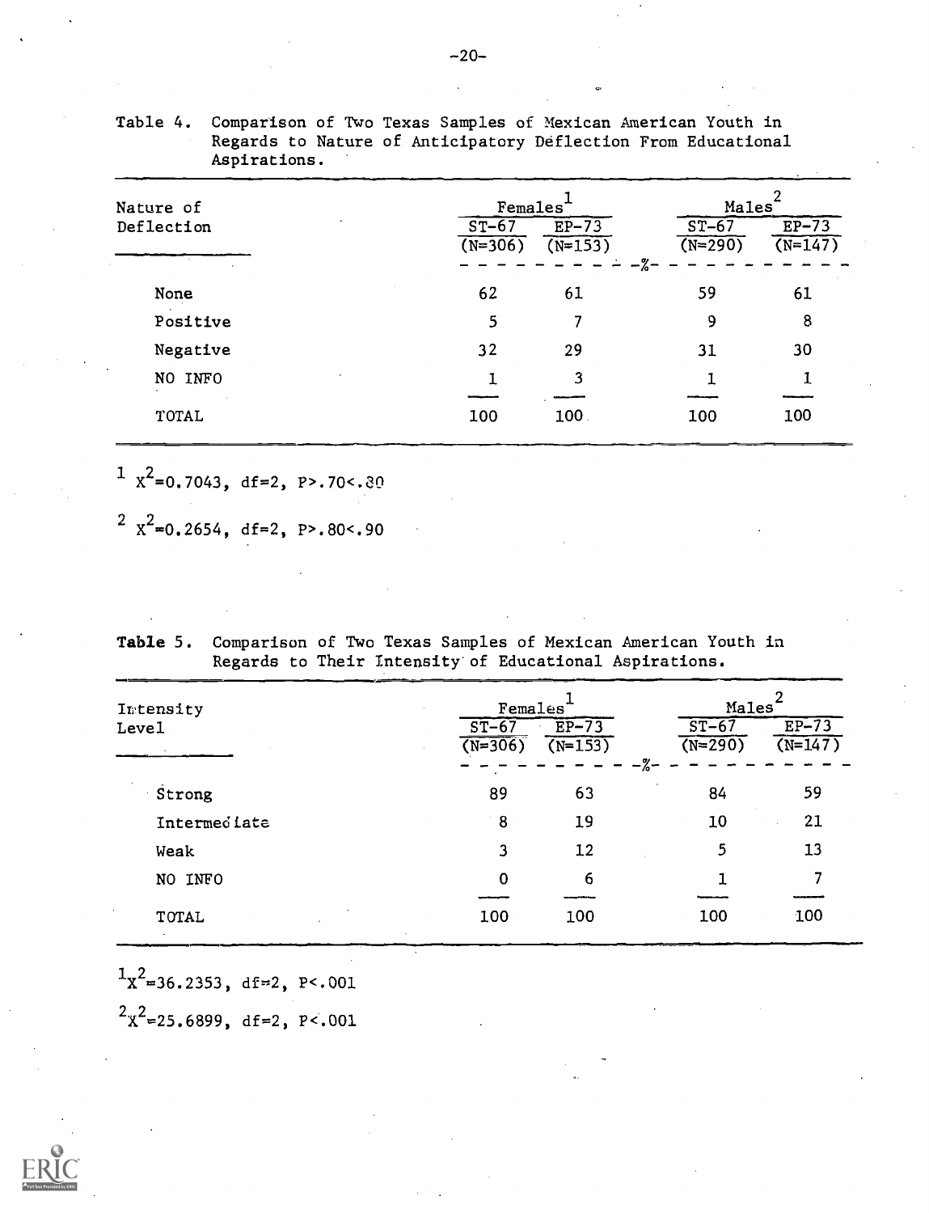Table 4. Comparison of Two Texas Samples of Mexican American Youth in Regards to Nature of Anticipatory Deflection From Educational Aspirations.

| Nature of Deflection | Females[1] | | Males[2] | |
|---|---|---|---|---|
| | ST-67 (N=306) | EP-73 (N=153) | ST-67 (N=290) | EP-73 (N=147) |
| | % | | | |
| None | 62 | 61 | 59 | 61 |
| Positive | 5 | 7 | 9 | 8 |
| Negative | 32 | 29 | 31 | 30 |
| NO INFO | 1 | 3 | 1 | 1 |
| TOTAL | 100 | 100 | 100 | 100 |

[1] $X^2$=0.7043, df=2, P>.70<.80

[2] $X^2$=0.2654, df=2, P>.80<.90

Table 5. Comparison of Two Texas Samples of Mexican American Youth in Regards to Their Intensity of Educational Aspirations.

| Intensity Level | Females[1] | | Males[2] | |
|---|---|---|---|---|
| | ST-67 (N=306) | EP-73 (N=153) | ST-67 (N=290) | EP-73 (N=147) |
| | % | | | |
| Strong | 89 | 63 | 84 | 59 |
| Intermediate | 8 | 19 | 10 | 21 |
| Weak | 3 | 12 | 5 | 13 |
| NO INFO | 0 | 6 | 1 | 7 |
| TOTAL | 100 | 100 | 100 | 100 |

[1] $X^2$=36.2353, df=2, P<.001

[2] $X^2$=25.6899, df=2, P<.001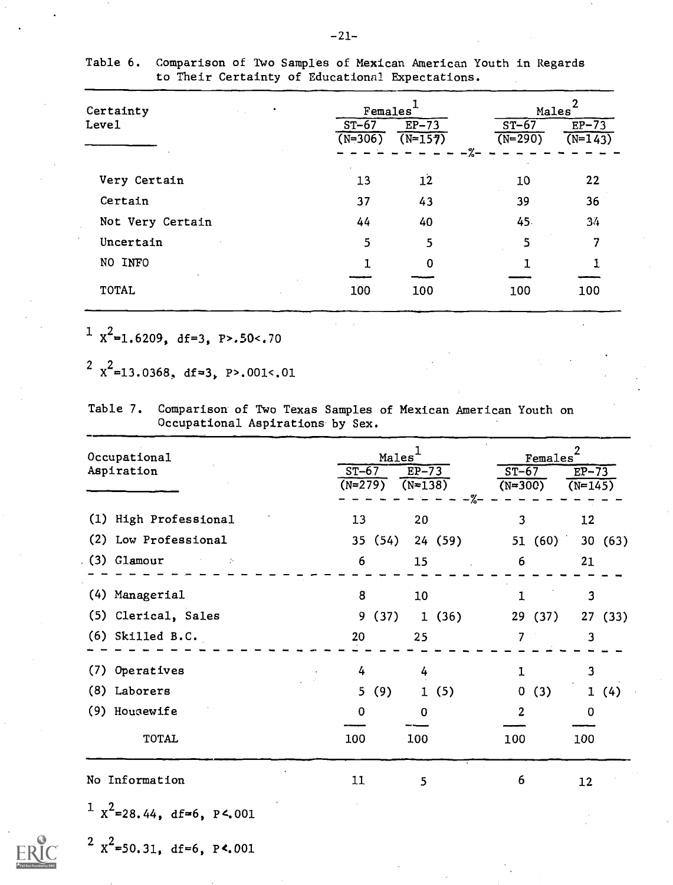Table 6. Comparison of Two Samples of Mexican American Youth in Regards to Their Certainty of Educational Expectations.

| Certainty Level | Females[1] | | Males[2] | |
|---|---|---|---|---|
| | ST-67 (N=306) | EP-73 (N=157) | ST-67 (N=290) | EP-73 (N=143) |
| | -% | | | |
| Very Certain | 13 | 12 | 10 | 22 |
| Certain | 37 | 43 | 39 | 36 |
| Not Very Certain | 44 | 40 | 45 | 34 |
| Uncertain | 5 | 5 | 5 | 7 |
| NO INFO | 1 | 0 | 1 | 1 |
| TOTAL | 100 | 100 | 100 | 100 |

[1] $X^2$=1.6209, df=3, P>.50<.70

[2] $X^2$=13.0368, df=3, P>.001<.01

Table 7. Comparison of Two Texas Samples of Mexican American Youth on Occupational Aspirations by Sex.

| Occupational Aspiration | Males[1] | | Females[2] | |
|---|---|---|---|---|
| | ST-67 (N=279) | EP-73 (N=138) | ST-67 (N=300) | EP-73 (N=145) |
| | -% | | | |
| (1) High Professional | 13 | 20 | 3 | 12 |
| (2) Low Professional | 35 (54) | 24 (59) | 51 (60) | 30 (63) |
| (3) Glamour | 6 | 15 | 6 | 21 |
| (4) Managerial | 8 | 10 | 1 | 3 |
| (5) Clerical, Sales | 9 (37) | 1 (36) | 29 (37) | 27 (33) |
| (6) Skilled B.C. | 20 | 25 | 7 | 3 |
| (7) Operatives | 4 | 4 | 1 | 3 |
| (8) Laborers | 5 (9) | 1 (5) | 0 (3) | 1 (4) |
| (9) Housewife | 0 | 0 | 2 | 0 |
| TOTAL | 100 | 100 | 100 | 100 |
| No Information | 11 | 5 | 6 | 12 |

[1] $X^2$=28.44, df=6, P<.001

[2] $X^2$=50.31, df=6, P<.001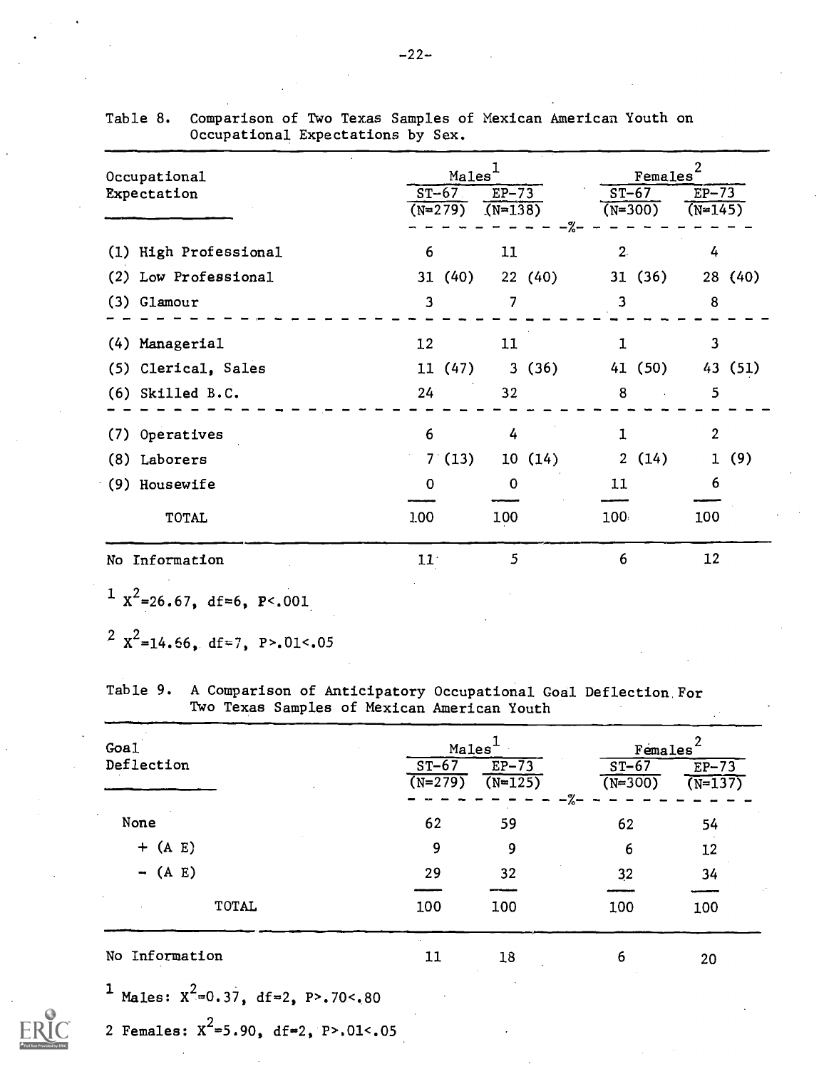Table 8. Comparison of Two Texas Samples of Mexican American Youth on Occupational Expectations by Sex.

| Occupational Expectation | Males[1] | | Females[2] | |
|---|---|---|---|---|
| | ST-67 (N=279) | EP-73 (N=138) | ST-67 (N=300) | EP-73 (N=145) |
| | -%- | | | |
| (1) High Professional | 6 | 11 | 2 | 4 |
| (2) Low Professional | 31 (40) | 22 (40) | 31 (36) | 28 (40) |
| (3) Glamour | 3 | 7 | 3 | 8 |
| (4) Managerial | 12 | 11 | 1 | 3 |
| (5) Clerical, Sales | 11 (47) | 3 (36) | 41 (50) | 43 (51) |
| (6) Skilled B.C. | 24 | 32 | 8 | 5 |
| (7) Operatives | 6 | 4 | 1 | 2 |
| (8) Laborers | 7 (13) | 10 (14) | 2 (14) | 1 (9) |
| (9) Housewife | 0 | 0 | 11 | 6 |
| TOTAL | 100 | 100 | 100 | 100 |
| No Information | 11 | 5 | 6 | 12 |

[1] $X^2$=26.67, df=6, P<.001

[2] $X^2$=14.66, df=7, P>.01<.05

Table 9. A Comparison of Anticipatory Occupational Goal Deflection For Two Texas Samples of Mexican American Youth

| Goal Deflection | Males[1] | | Females[2] | |
|---|---|---|---|---|
| | ST-67 (N=279) | EP-73 (N=125) | ST-67 (N=300) | EP-73 (N=137) |
| | -%- | | | |
| None | 62 | 59 | 62 | 54 |
| + (A E) | 9 | 9 | 6 | 12 |
| − (A E) | 29 | 32 | 32 | 34 |
| TOTAL | 100 | 100 | 100 | 100 |
| No Information | 11 | 18 | 6 | 20 |

[1] Males: $X^2$=0.37, df=2, P>.70<.80

2 Females: $X^2$=5.90, df=2, P>.01<.05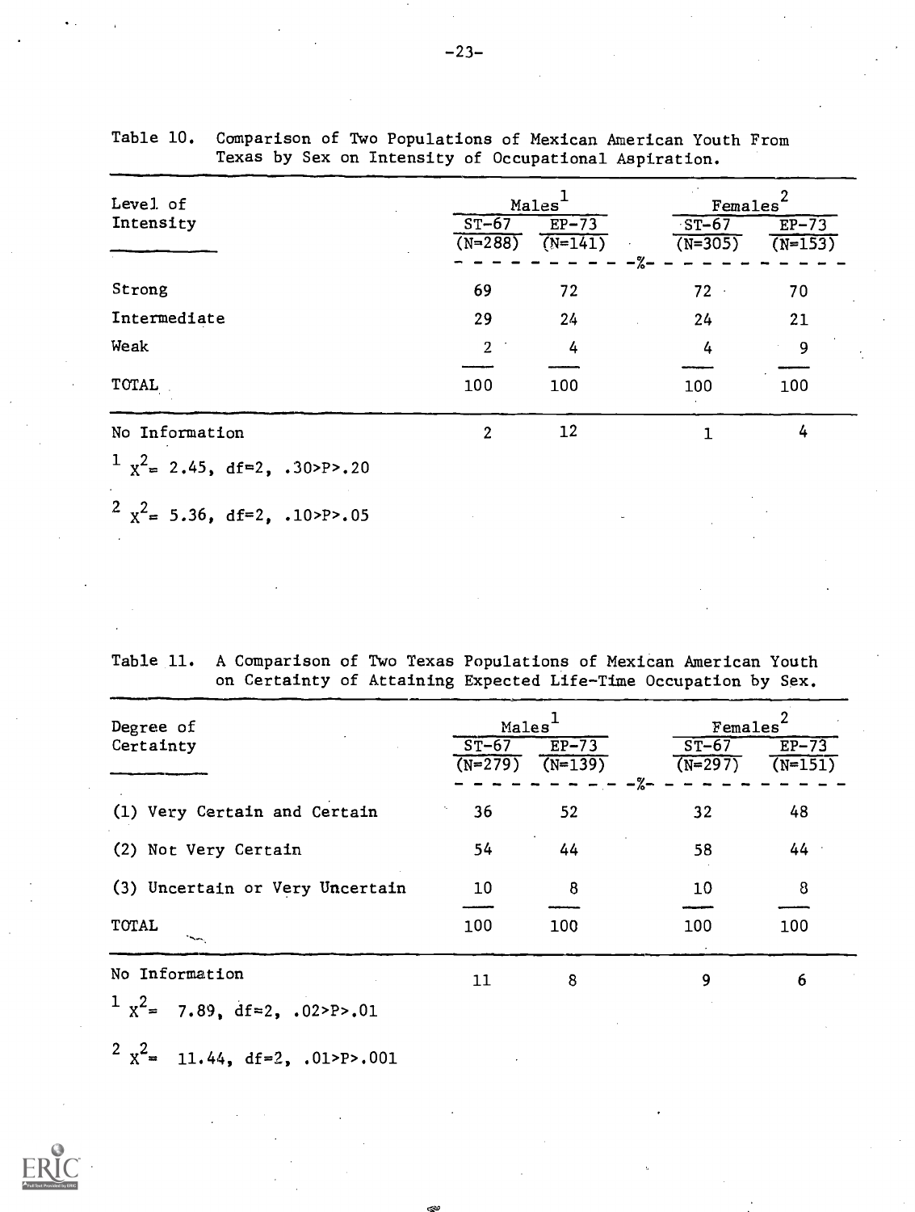Table 10. Comparison of Two Populations of Mexican American Youth From Texas by Sex on Intensity of Occupational Aspiration.

| Level of Intensity | Males[1] | | Females[2] | |
|---|---|---|---|---|
| | ST-67 (N=288) | EP-73 (N=141) | ST-67 (N=305) | EP-73 (N=153) |
| | - - - - - - - - - | - - - - - -%- | - - - - - - - - - | - - - - - - - - |
| Strong | 69 | 72 | 72 | 70 |
| Intermediate | 29 | 24 | 24 | 21 |
| Weak | 2 | 4 | 4 | 9 |
| TOTAL | 100 | 100 | 100 | 100 |
| No Information | 2 | 12 | 1 | 4 |

[1] $X^2 = 2.45$, df=2, $.30>P>.20$

[2] $X^2 = 5.36$, df=2, $.10>P>.05$

Table 11. A Comparison of Two Texas Populations of Mexican American Youth on Certainty of Attaining Expected Life-Time Occupation by Sex.

| Degree of Certainty | Males[1] | | Females[2] | |
|---|---|---|---|---|
| | ST-67 (N=279) | EP-73 (N=139) | ST-67 (N=297) | EP-73 (N=151) |
| | - - - - - - - - - | - - - - - -%- | - - - - - - - - - | - - - - - - - - |
| (1) Very Certain and Certain | 36 | 52 | 32 | 48 |
| (2) Not Very Certain | 54 | 44 | 58 | 44 |
| (3) Uncertain or Very Uncertain | 10 | 8 | 10 | 8 |
| TOTAL | 100 | 100 | 100 | 100 |
| No Information | 11 | 8 | 9 | 6 |

[1] $X^2 = 7.89$, df=2, $.02>P>.01$

[2] $X^2 = 11.44$, df=2, $.01>P>.001$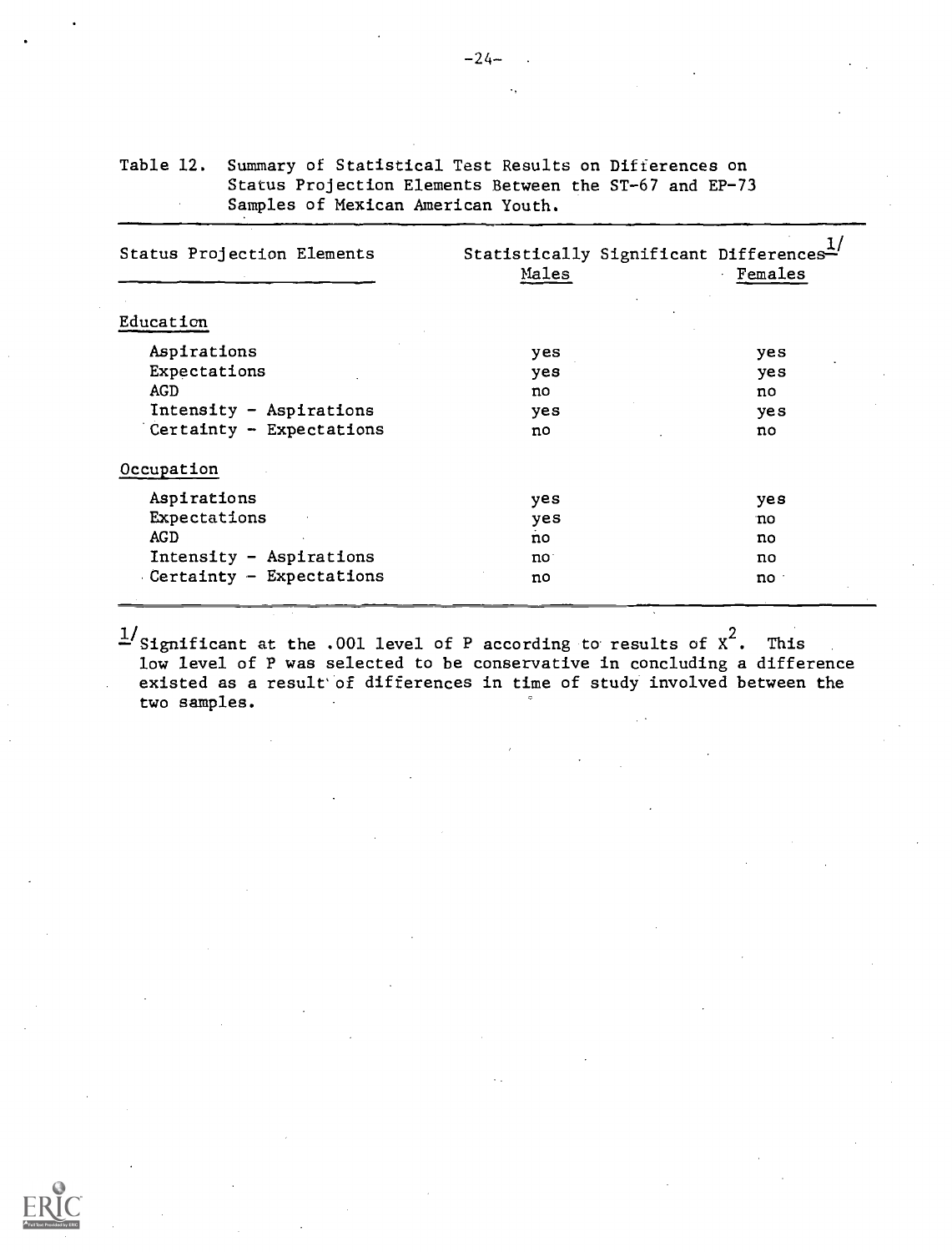Table 12. Summary of Statistical Test Results on Differences on Status Projection Elements Between the ST-67 and EP-73 Samples of Mexican American Youth.

| Status Projection Elements | Statistically Significant Differences[1/] | |
|---|---|---|
| | Males | Females |
| **Education** | | |
| Aspirations | yes | yes |
| Expectations | yes | yes |
| AGD | no | no |
| Intensity - Aspirations | yes | yes |
| Certainty - Expectations | no | no |
| **Occupation** | | |
| Aspirations | yes | yes |
| Expectations | yes | no |
| AGD | no | no |
| Intensity - Aspirations | no | no |
| Certainty - Expectations | no | no |

[1/] Significant at the .001 level of P according to results of $X^2$. This low level of P was selected to be conservative in concluding a difference existed as a result of differences in time of study involved between the two samples.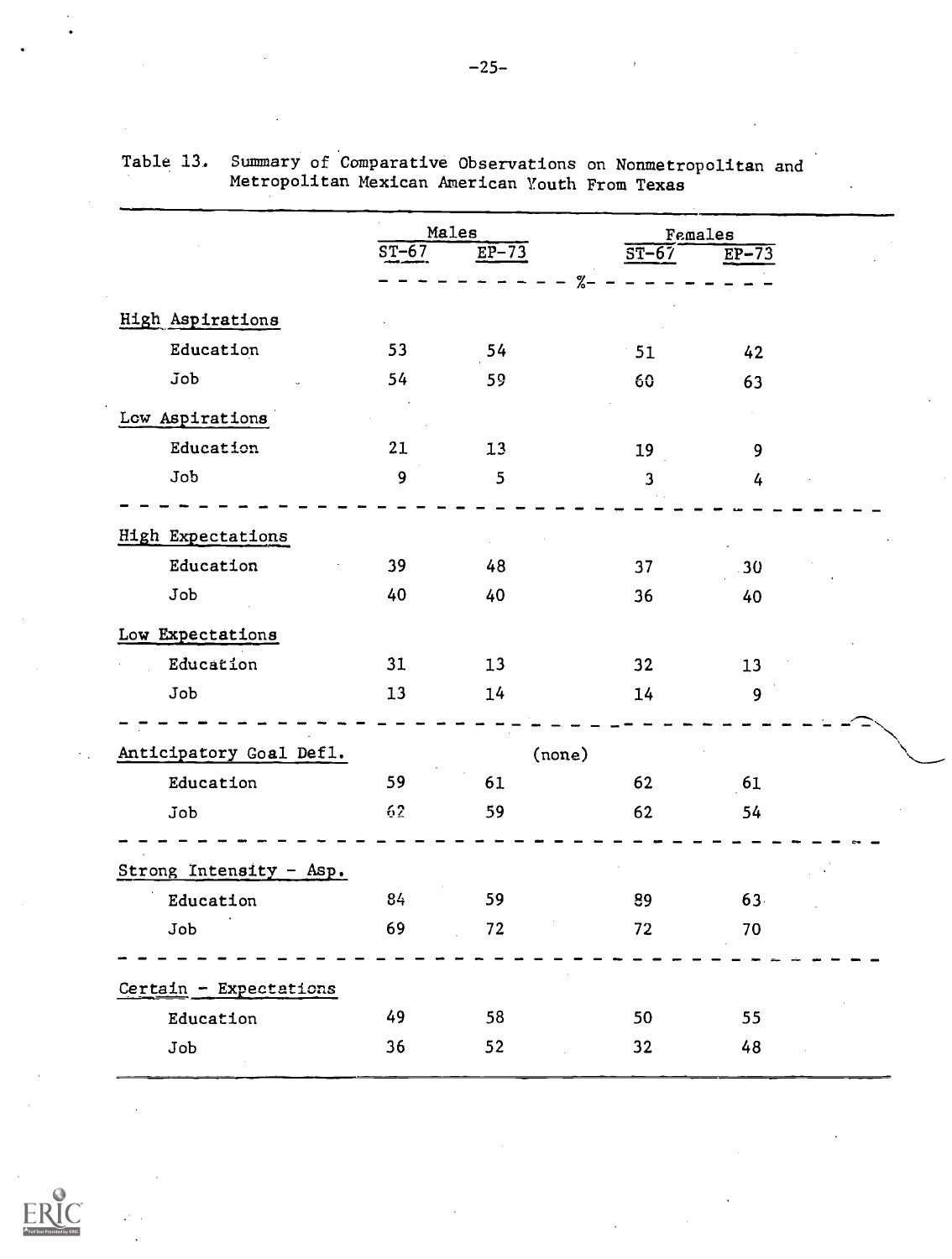Table 13. Summary of Comparative Observations on Nonmetropolitan and Metropolitan Mexican American Youth From Texas

| | Males | | Females | |
|---|---|---|---|---|
| | ST-67 | EP-73 | ST-67 | EP-73 |
| | % | | | |
| **High Aspirations** | | | | |
| Education | 53 | 54 | 51 | 42 |
| Job | 54 | 59 | 60 | 63 |
| **Low Aspirations** | | | | |
| Education | 21 | 13 | 19 | 9 |
| Job | 9 | 5 | 3 | 4 |
| **High Expectations** | | | | |
| Education | 39 | 48 | 37 | 30 |
| Job | 40 | 40 | 36 | 40 |
| **Low Expectations** | | | | |
| Education | 31 | 13 | 32 | 13 |
| Job | 13 | 14 | 14 | 9 |
| **Anticipatory Goal Defl.** (none) | | | | |
| Education | 59 | 61 | 62 | 61 |
| Job | 62 | 59 | 62 | 54 |
| **Strong Intensity - Asp.** | | | | |
| Education | 84 | 59 | 89 | 63 |
| Job | 69 | 72 | 72 | 70 |
| **Certain - Expectations** | | | | |
| Education | 49 | 58 | 50 | 55 |
| Job | 36 | 52 | 32 | 48 |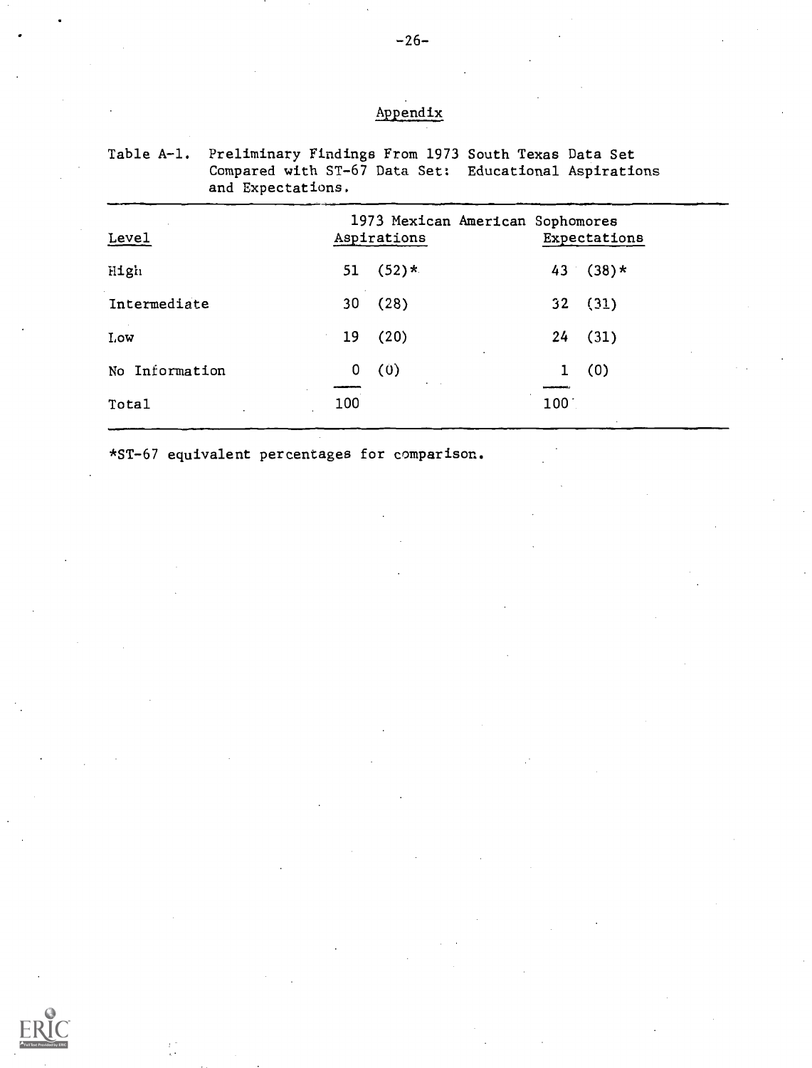# Appendix

Table A-1. Preliminary Findings From 1973 South Texas Data Set Compared with ST-67 Data Set: Educational Aspirations and Expectations.

| Level | 1973 Mexican American Sophomores | | | |
|---|---|---|---|---|
| | Aspirations | | Expectations | |
| High | 51 | (52)* | 43 | (38)* |
| Intermediate | 30 | (28) | 32 | (31) |
| Low | 19 | (20) | 24 | (31) |
| No Information | 0 | (0) | 1 | (0) |
| Total | 100 | | 100 | |

*ST-67 equivalent percentages for comparison.